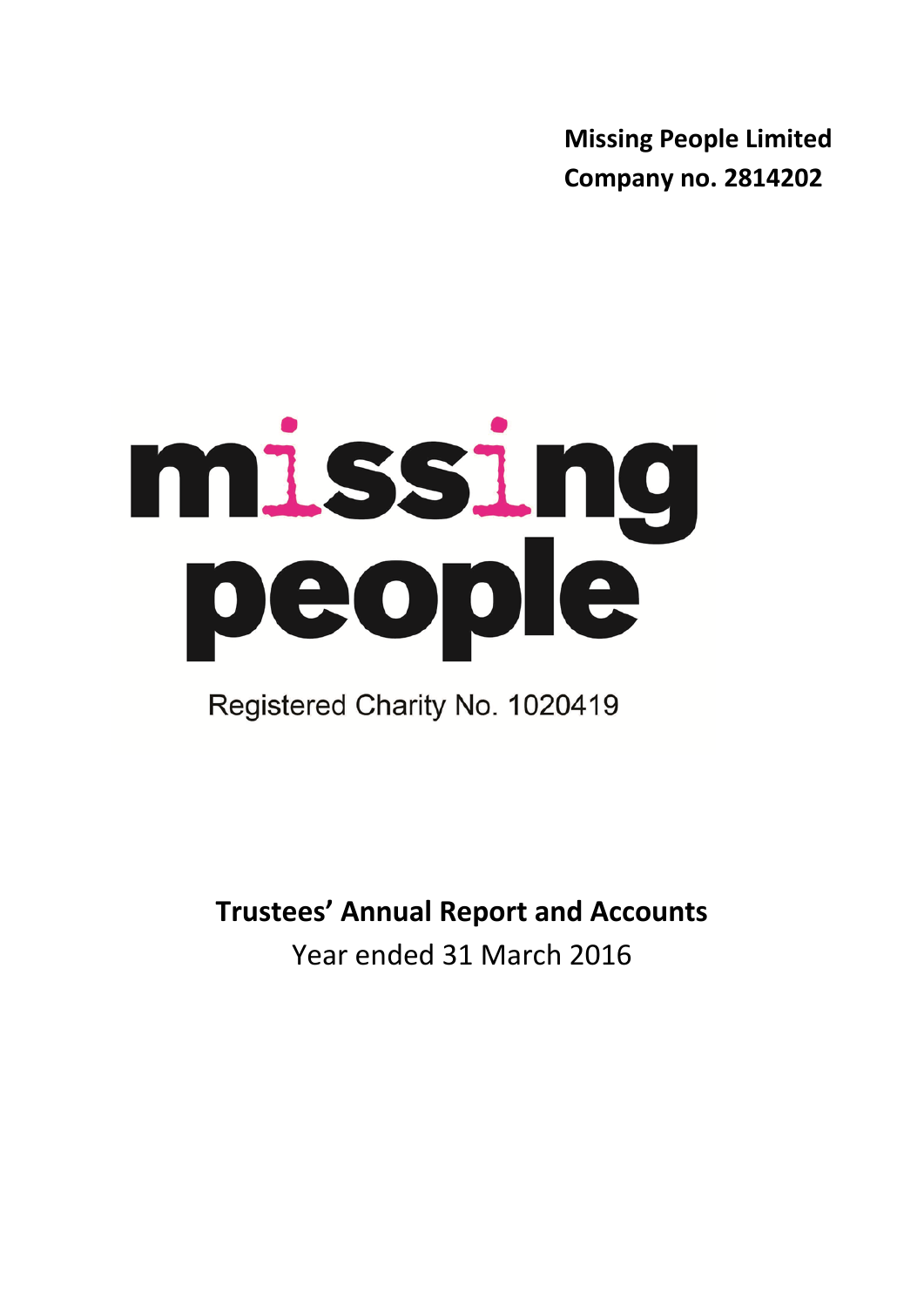**Missing People Limited**
**Company no. 2814202**

# missing people

Registered Charity No. 1020419

## Trustees' Annual Report and Accounts

Year ended 31 March 2016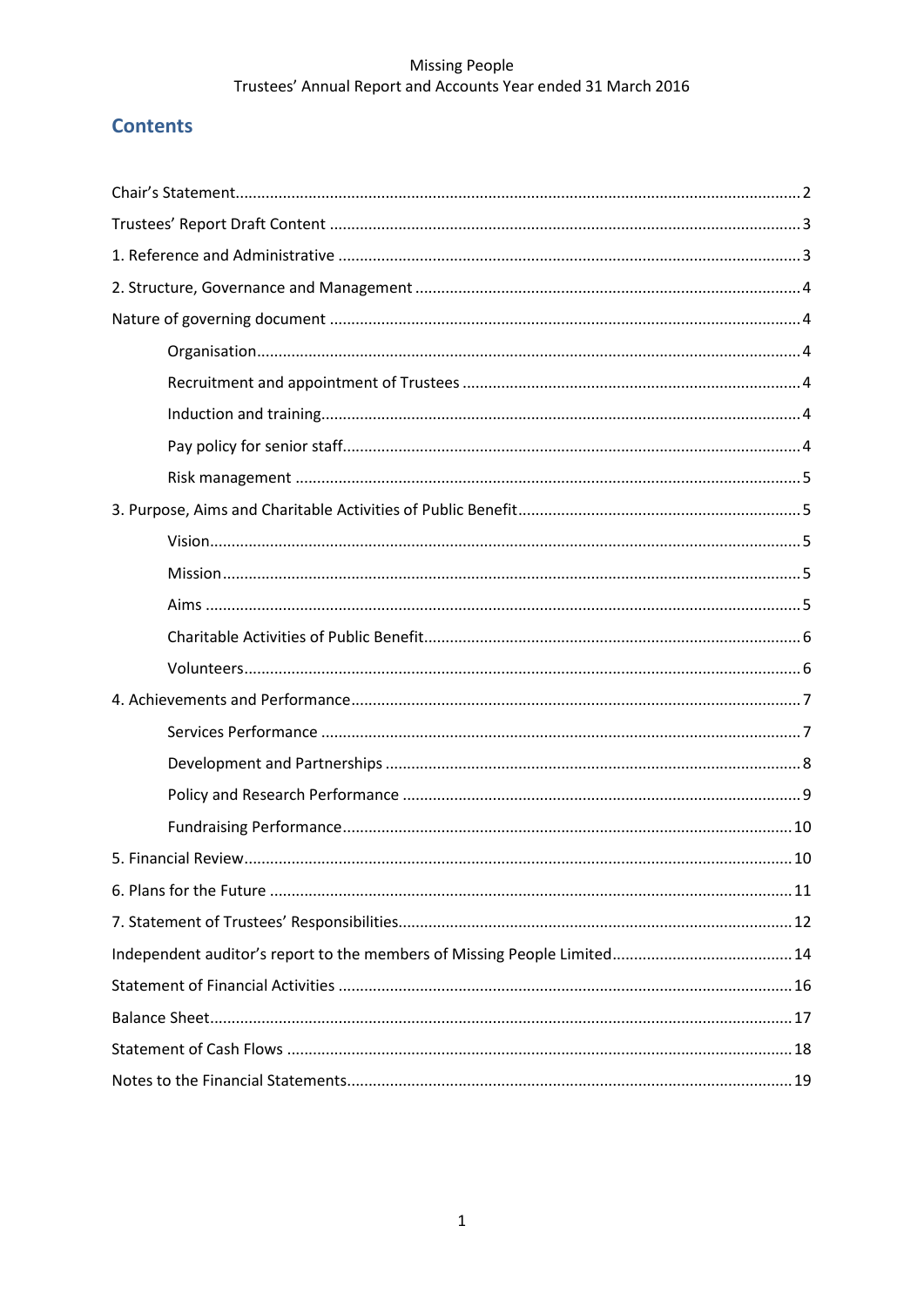## Contents

- Chair's Statement .......... 2
- Trustees' Report Draft Content .......... 3
- 1. Reference and Administrative .......... 3
- 2. Structure, Governance and Management .......... 4
- Nature of governing document .......... 4
  - Organisation .......... 4
  - Recruitment and appointment of Trustees .......... 4
  - Induction and training .......... 4
  - Pay policy for senior staff .......... 4
  - Risk management .......... 5
- 3. Purpose, Aims and Charitable Activities of Public Benefit .......... 5
  - Vision .......... 5
  - Mission .......... 5
  - Aims .......... 5
  - Charitable Activities of Public Benefit .......... 6
  - Volunteers .......... 6
- 4. Achievements and Performance .......... 7
  - Services Performance .......... 7
  - Development and Partnerships .......... 8
  - Policy and Research Performance .......... 9
  - Fundraising Performance .......... 10
- 5. Financial Review .......... 10
- 6. Plans for the Future .......... 11
- 7. Statement of Trustees' Responsibilities .......... 12
- Independent auditor's report to the members of Missing People Limited .......... 14
- Statement of Financial Activities .......... 16
- Balance Sheet .......... 17
- Statement of Cash Flows .......... 18
- Notes to the Financial Statements .......... 19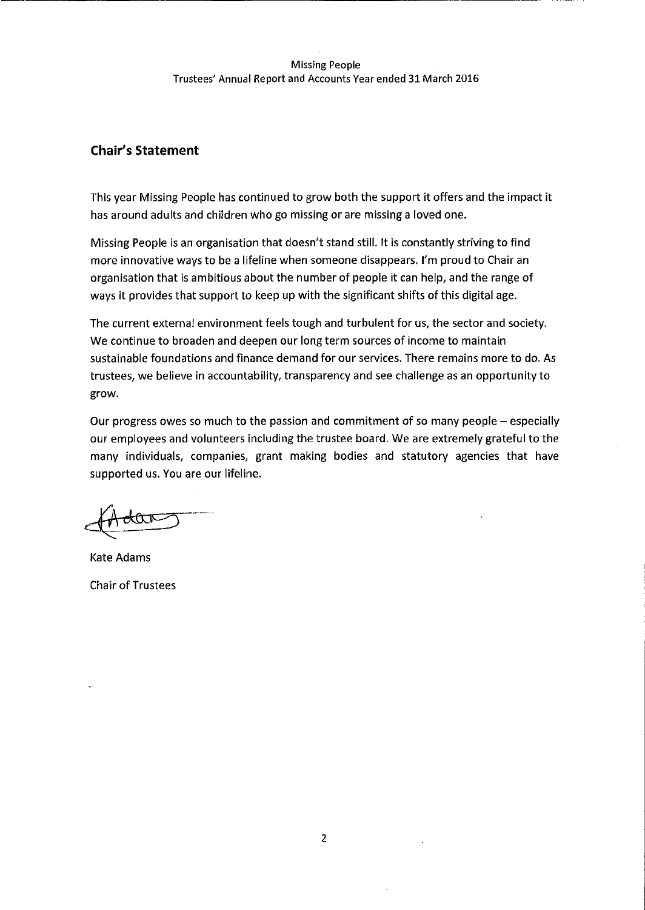## Chair's Statement

This year Missing People has continued to grow both the support it offers and the impact it has around adults and children who go missing or are missing a loved one.

Missing People is an organisation that doesn't stand still. It is constantly striving to find more innovative ways to be a lifeline when someone disappears. I'm proud to Chair an organisation that is ambitious about the number of people it can help, and the range of ways it provides that support to keep up with the significant shifts of this digital age.

The current external environment feels tough and turbulent for us, the sector and society. We continue to broaden and deepen our long term sources of income to maintain sustainable foundations and finance demand for our services. There remains more to do. As trustees, we believe in accountability, transparency and see challenge as an opportunity to grow.

Our progress owes so much to the passion and commitment of so many people – especially our employees and volunteers including the trustee board. We are extremely grateful to the many individuals, companies, grant making bodies and statutory agencies that have supported us. You are our lifeline.

Kate Adams

Chair of Trustees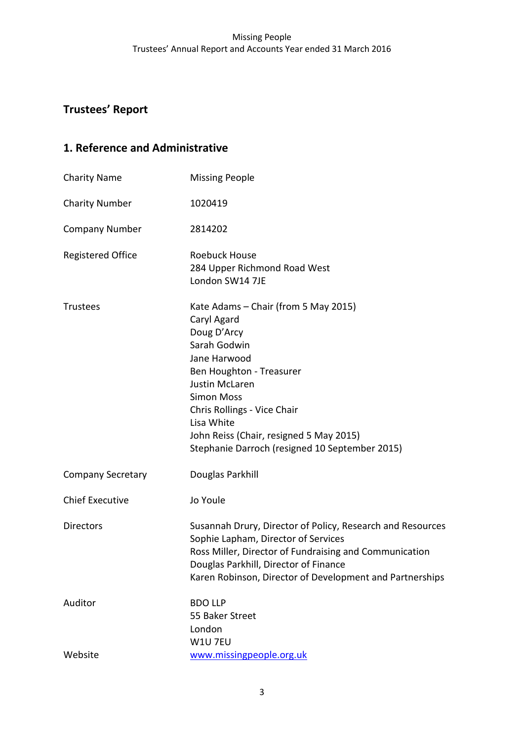# Trustees' Report

## 1. Reference and Administrative

| | |
|---|---|
| Charity Name | Missing People |
| Charity Number | 1020419 |
| Company Number | 2814202 |
| Registered Office | Roebuck House<br>284 Upper Richmond Road West<br>London SW14 7JE |
| Trustees | Kate Adams – Chair (from 5 May 2015)<br>Caryl Agard<br>Doug D'Arcy<br>Sarah Godwin<br>Jane Harwood<br>Ben Houghton - Treasurer<br>Justin McLaren<br>Simon Moss<br>Chris Rollings - Vice Chair<br>Lisa White<br>John Reiss (Chair, resigned 5 May 2015)<br>Stephanie Darroch (resigned 10 September 2015) |
| Company Secretary | Douglas Parkhill |
| Chief Executive | Jo Youle |
| Directors | Susannah Drury, Director of Policy, Research and Resources<br>Sophie Lapham, Director of Services<br>Ross Miller, Director of Fundraising and Communication<br>Douglas Parkhill, Director of Finance<br>Karen Robinson, Director of Development and Partnerships |
| Auditor | BDO LLP<br>55 Baker Street<br>London<br>W1U 7EU |
| Website | [www.missingpeople.org.uk](http://www.missingpeople.org.uk) |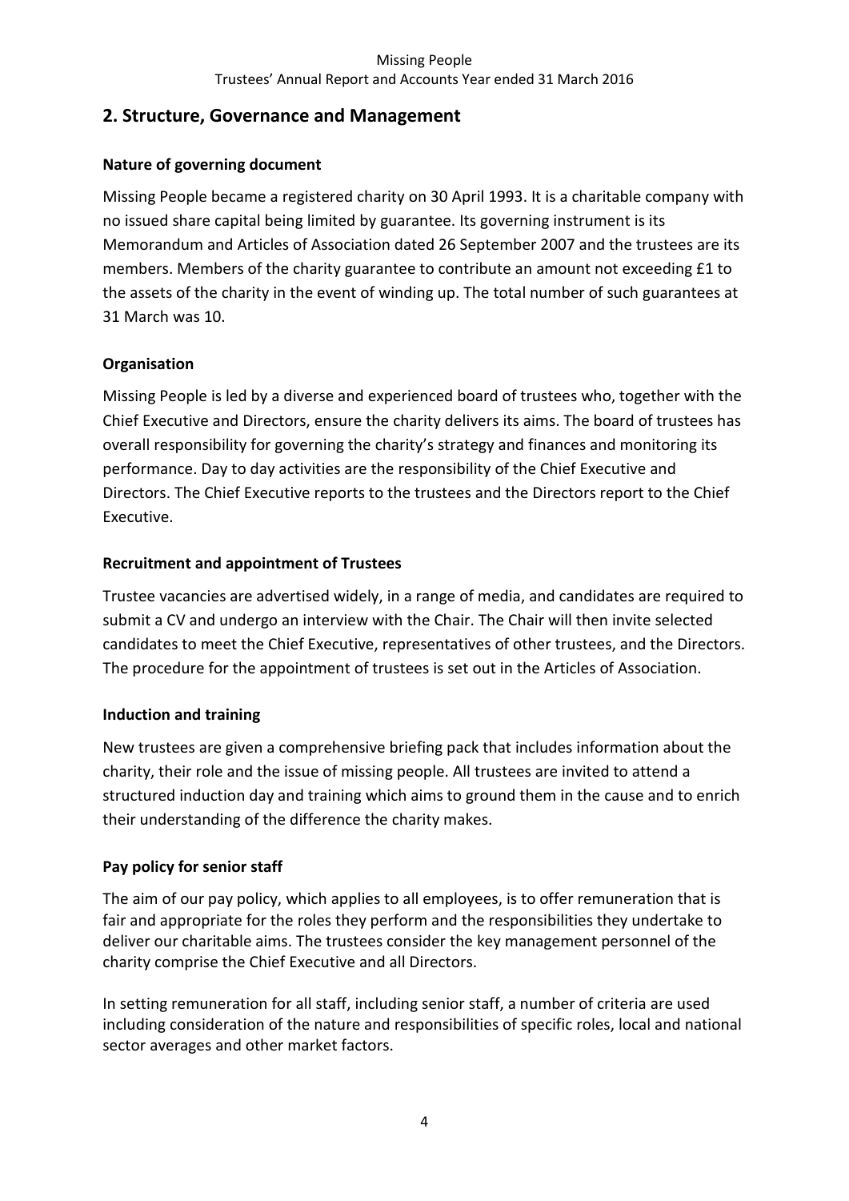## 2. Structure, Governance and Management

### Nature of governing document

Missing People became a registered charity on 30 April 1993. It is a charitable company with no issued share capital being limited by guarantee. Its governing instrument is its Memorandum and Articles of Association dated 26 September 2007 and the trustees are its members. Members of the charity guarantee to contribute an amount not exceeding £1 to the assets of the charity in the event of winding up. The total number of such guarantees at 31 March was 10.

### Organisation

Missing People is led by a diverse and experienced board of trustees who, together with the Chief Executive and Directors, ensure the charity delivers its aims. The board of trustees has overall responsibility for governing the charity's strategy and finances and monitoring its performance. Day to day activities are the responsibility of the Chief Executive and Directors. The Chief Executive reports to the trustees and the Directors report to the Chief Executive.

### Recruitment and appointment of Trustees

Trustee vacancies are advertised widely, in a range of media, and candidates are required to submit a CV and undergo an interview with the Chair. The Chair will then invite selected candidates to meet the Chief Executive, representatives of other trustees, and the Directors. The procedure for the appointment of trustees is set out in the Articles of Association.

### Induction and training

New trustees are given a comprehensive briefing pack that includes information about the charity, their role and the issue of missing people. All trustees are invited to attend a structured induction day and training which aims to ground them in the cause and to enrich their understanding of the difference the charity makes.

### Pay policy for senior staff

The aim of our pay policy, which applies to all employees, is to offer remuneration that is fair and appropriate for the roles they perform and the responsibilities they undertake to deliver our charitable aims. The trustees consider the key management personnel of the charity comprise the Chief Executive and all Directors.

In setting remuneration for all staff, including senior staff, a number of criteria are used including consideration of the nature and responsibilities of specific roles, local and national sector averages and other market factors.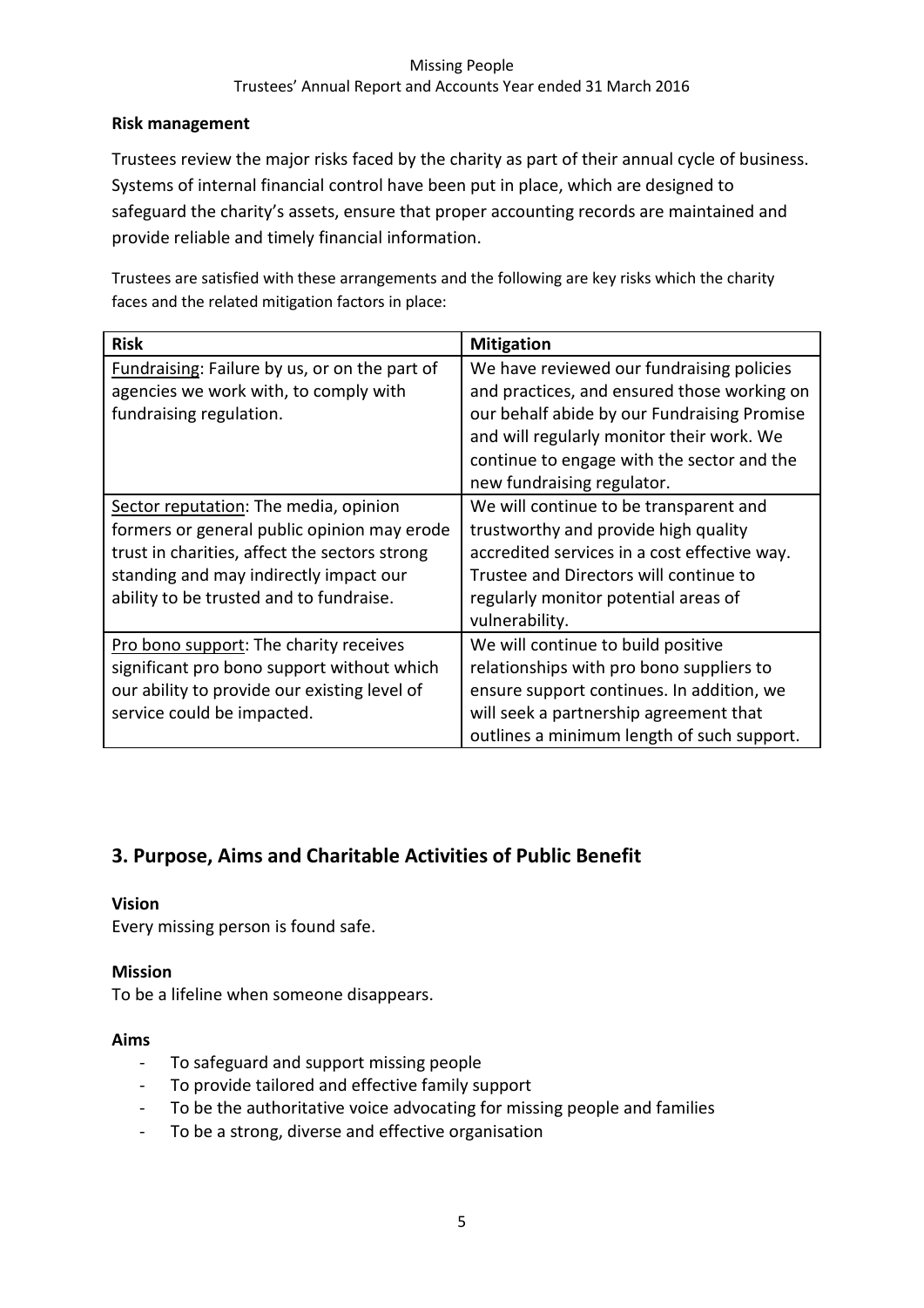**Risk management**

Trustees review the major risks faced by the charity as part of their annual cycle of business. Systems of internal financial control have been put in place, which are designed to safeguard the charity's assets, ensure that proper accounting records are maintained and provide reliable and timely financial information.

Trustees are satisfied with these arrangements and the following are key risks which the charity faces and the related mitigation factors in place:

| Risk | Mitigation |
|---|---|
| Fundraising: Failure by us, or on the part of agencies we work with, to comply with fundraising regulation. | We have reviewed our fundraising policies and practices, and ensured those working on our behalf abide by our Fundraising Promise and will regularly monitor their work. We continue to engage with the sector and the new fundraising regulator. |
| Sector reputation: The media, opinion formers or general public opinion may erode trust in charities, affect the sectors strong standing and may indirectly impact our ability to be trusted and to fundraise. | We will continue to be transparent and trustworthy and provide high quality accredited services in a cost effective way. Trustee and Directors will continue to regularly monitor potential areas of vulnerability. |
| Pro bono support: The charity receives significant pro bono support without which our ability to provide our existing level of service could be impacted. | We will continue to build positive relationships with pro bono suppliers to ensure support continues. In addition, we will seek a partnership agreement that outlines a minimum length of such support. |

## 3. Purpose, Aims and Charitable Activities of Public Benefit

**Vision**

Every missing person is found safe.

**Mission**

To be a lifeline when someone disappears.

**Aims**

- To safeguard and support missing people
- To provide tailored and effective family support
- To be the authoritative voice advocating for missing people and families
- To be a strong, diverse and effective organisation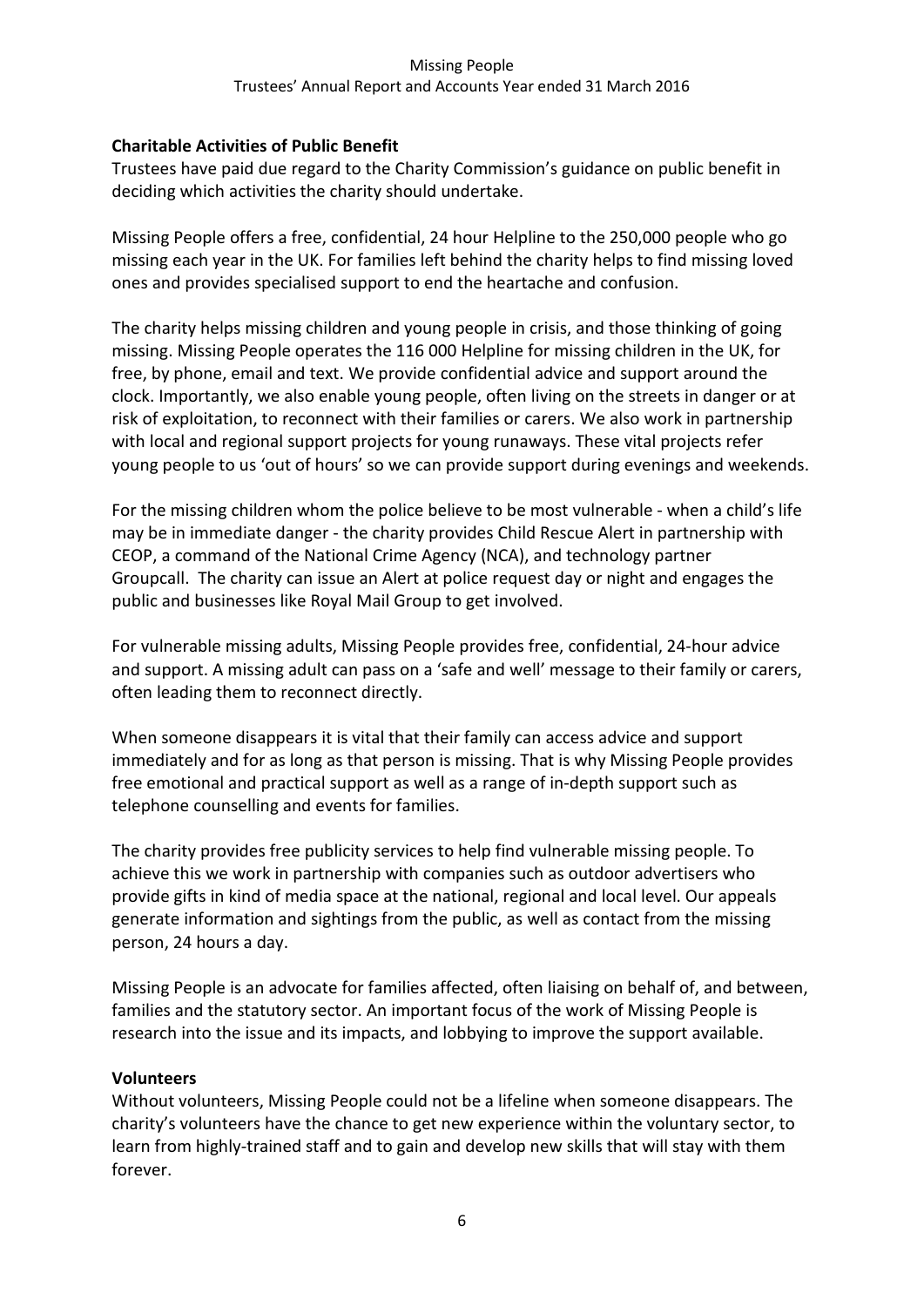**Charitable Activities of Public Benefit**

Trustees have paid due regard to the Charity Commission's guidance on public benefit in deciding which activities the charity should undertake.

Missing People offers a free, confidential, 24 hour Helpline to the 250,000 people who go missing each year in the UK. For families left behind the charity helps to find missing loved ones and provides specialised support to end the heartache and confusion.

The charity helps missing children and young people in crisis, and those thinking of going missing. Missing People operates the 116 000 Helpline for missing children in the UK, for free, by phone, email and text. We provide confidential advice and support around the clock. Importantly, we also enable young people, often living on the streets in danger or at risk of exploitation, to reconnect with their families or carers. We also work in partnership with local and regional support projects for young runaways. These vital projects refer young people to us 'out of hours' so we can provide support during evenings and weekends.

For the missing children whom the police believe to be most vulnerable - when a child's life may be in immediate danger - the charity provides Child Rescue Alert in partnership with CEOP, a command of the National Crime Agency (NCA), and technology partner Groupcall. The charity can issue an Alert at police request day or night and engages the public and businesses like Royal Mail Group to get involved.

For vulnerable missing adults, Missing People provides free, confidential, 24-hour advice and support. A missing adult can pass on a 'safe and well' message to their family or carers, often leading them to reconnect directly.

When someone disappears it is vital that their family can access advice and support immediately and for as long as that person is missing. That is why Missing People provides free emotional and practical support as well as a range of in-depth support such as telephone counselling and events for families.

The charity provides free publicity services to help find vulnerable missing people. To achieve this we work in partnership with companies such as outdoor advertisers who provide gifts in kind of media space at the national, regional and local level. Our appeals generate information and sightings from the public, as well as contact from the missing person, 24 hours a day.

Missing People is an advocate for families affected, often liaising on behalf of, and between, families and the statutory sector. An important focus of the work of Missing People is research into the issue and its impacts, and lobbying to improve the support available.

**Volunteers**

Without volunteers, Missing People could not be a lifeline when someone disappears. The charity's volunteers have the chance to get new experience within the voluntary sector, to learn from highly-trained staff and to gain and develop new skills that will stay with them forever.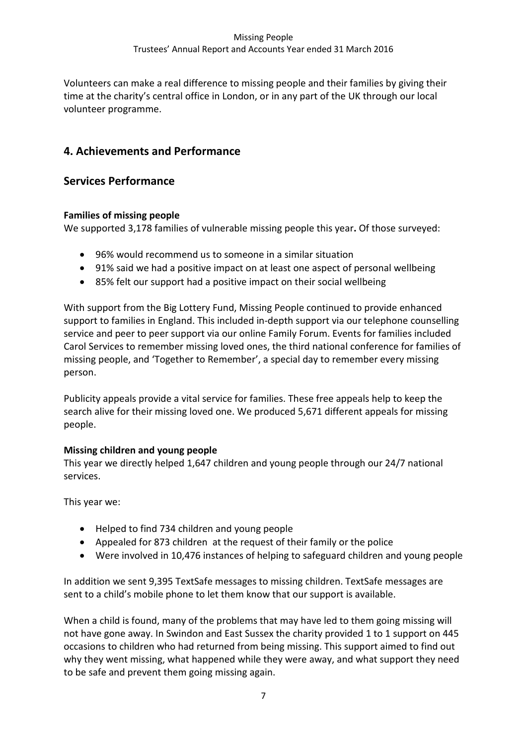Volunteers can make a real difference to missing people and their families by giving their time at the charity's central office in London, or in any part of the UK through our local volunteer programme.

## 4. Achievements and Performance

## Services Performance

**Families of missing people**

We supported 3,178 families of vulnerable missing people this year**.** Of those surveyed:

- 96% would recommend us to someone in a similar situation
- 91% said we had a positive impact on at least one aspect of personal wellbeing
- 85% felt our support had a positive impact on their social wellbeing

With support from the Big Lottery Fund, Missing People continued to provide enhanced support to families in England. This included in-depth support via our telephone counselling service and peer to peer support via our online Family Forum. Events for families included Carol Services to remember missing loved ones, the third national conference for families of missing people, and 'Together to Remember', a special day to remember every missing person.

Publicity appeals provide a vital service for families. These free appeals help to keep the search alive for their missing loved one. We produced 5,671 different appeals for missing people.

**Missing children and young people**

This year we directly helped 1,647 children and young people through our 24/7 national services.

This year we:

- Helped to find 734 children and young people
- Appealed for 873 children at the request of their family or the police
- Were involved in 10,476 instances of helping to safeguard children and young people

In addition we sent 9,395 TextSafe messages to missing children. TextSafe messages are sent to a child's mobile phone to let them know that our support is available.

When a child is found, many of the problems that may have led to them going missing will not have gone away. In Swindon and East Sussex the charity provided 1 to 1 support on 445 occasions to children who had returned from being missing. This support aimed to find out why they went missing, what happened while they were away, and what support they need to be safe and prevent them going missing again.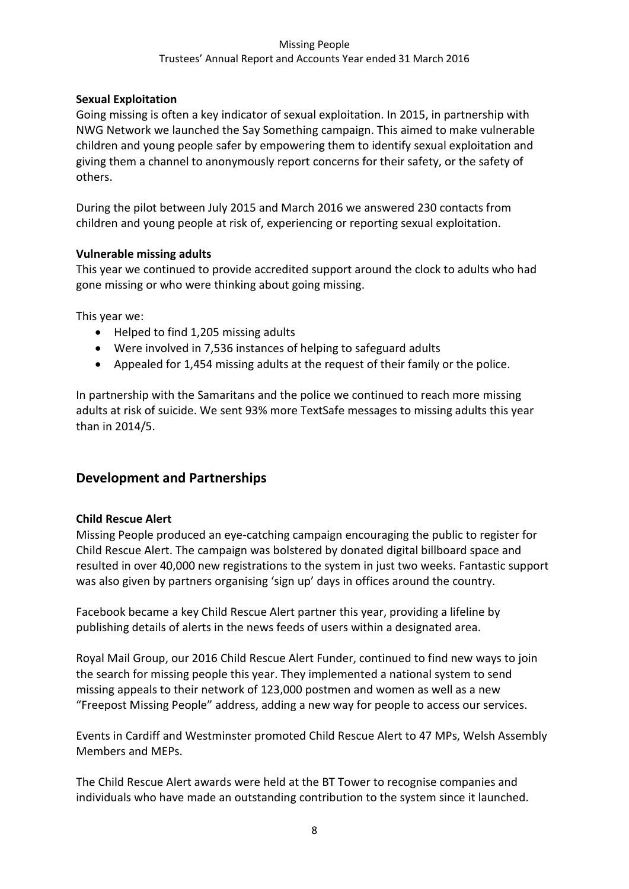### Sexual Exploitation

Going missing is often a key indicator of sexual exploitation. In 2015, in partnership with NWG Network we launched the Say Something campaign. This aimed to make vulnerable children and young people safer by empowering them to identify sexual exploitation and giving them a channel to anonymously report concerns for their safety, or the safety of others.

During the pilot between July 2015 and March 2016 we answered 230 contacts from children and young people at risk of, experiencing or reporting sexual exploitation.

### Vulnerable missing adults

This year we continued to provide accredited support around the clock to adults who had gone missing or who were thinking about going missing.

This year we:

- Helped to find 1,205 missing adults
- Were involved in 7,536 instances of helping to safeguard adults
- Appealed for 1,454 missing adults at the request of their family or the police.

In partnership with the Samaritans and the police we continued to reach more missing adults at risk of suicide. We sent 93% more TextSafe messages to missing adults this year than in 2014/5.

## Development and Partnerships

### Child Rescue Alert

Missing People produced an eye-catching campaign encouraging the public to register for Child Rescue Alert. The campaign was bolstered by donated digital billboard space and resulted in over 40,000 new registrations to the system in just two weeks. Fantastic support was also given by partners organising 'sign up' days in offices around the country.

Facebook became a key Child Rescue Alert partner this year, providing a lifeline by publishing details of alerts in the news feeds of users within a designated area.

Royal Mail Group, our 2016 Child Rescue Alert Funder, continued to find new ways to join the search for missing people this year. They implemented a national system to send missing appeals to their network of 123,000 postmen and women as well as a new "Freepost Missing People" address, adding a new way for people to access our services.

Events in Cardiff and Westminster promoted Child Rescue Alert to 47 MPs, Welsh Assembly Members and MEPs.

The Child Rescue Alert awards were held at the BT Tower to recognise companies and individuals who have made an outstanding contribution to the system since it launched.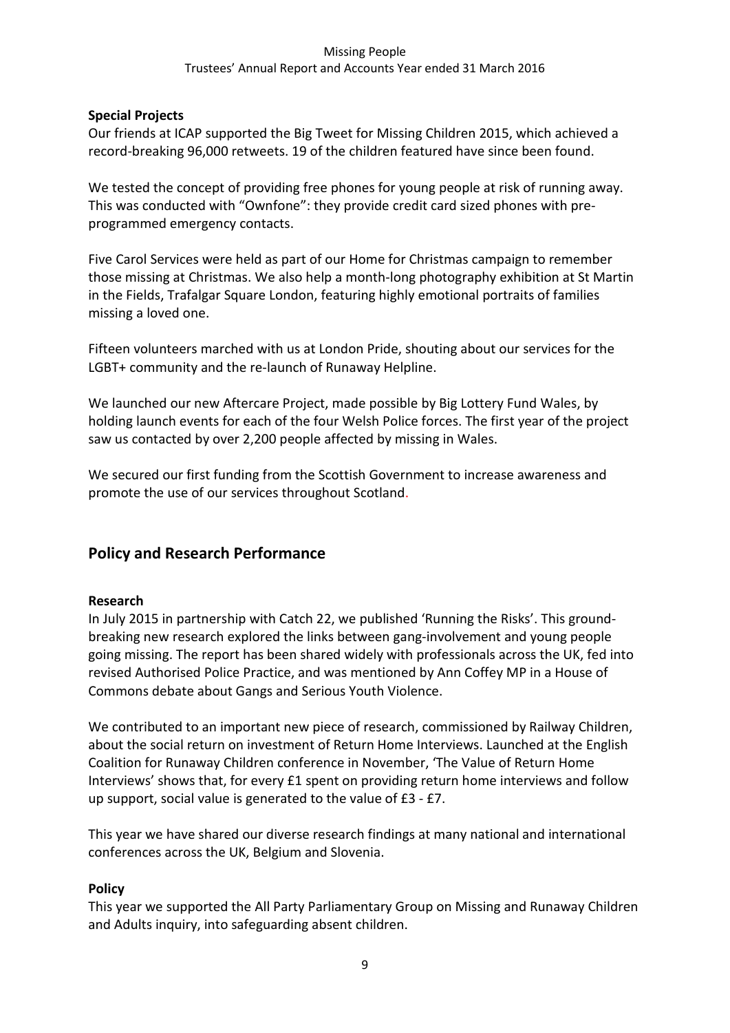**Special Projects**

Our friends at ICAP supported the Big Tweet for Missing Children 2015, which achieved a record-breaking 96,000 retweets. 19 of the children featured have since been found.

We tested the concept of providing free phones for young people at risk of running away. This was conducted with "Ownfone": they provide credit card sized phones with pre-programmed emergency contacts.

Five Carol Services were held as part of our Home for Christmas campaign to remember those missing at Christmas. We also help a month-long photography exhibition at St Martin in the Fields, Trafalgar Square London, featuring highly emotional portraits of families missing a loved one.

Fifteen volunteers marched with us at London Pride, shouting about our services for the LGBT+ community and the re-launch of Runaway Helpline.

We launched our new Aftercare Project, made possible by Big Lottery Fund Wales, by holding launch events for each of the four Welsh Police forces. The first year of the project saw us contacted by over 2,200 people affected by missing in Wales.

We secured our first funding from the Scottish Government to increase awareness and promote the use of our services throughout Scotland.

## Policy and Research Performance

**Research**

In July 2015 in partnership with Catch 22, we published 'Running the Risks'. This ground-breaking new research explored the links between gang-involvement and young people going missing. The report has been shared widely with professionals across the UK, fed into revised Authorised Police Practice, and was mentioned by Ann Coffey MP in a House of Commons debate about Gangs and Serious Youth Violence.

We contributed to an important new piece of research, commissioned by Railway Children, about the social return on investment of Return Home Interviews. Launched at the English Coalition for Runaway Children conference in November, 'The Value of Return Home Interviews' shows that, for every £1 spent on providing return home interviews and follow up support, social value is generated to the value of £3 - £7.

This year we have shared our diverse research findings at many national and international conferences across the UK, Belgium and Slovenia.

**Policy**

This year we supported the All Party Parliamentary Group on Missing and Runaway Children and Adults inquiry, into safeguarding absent children.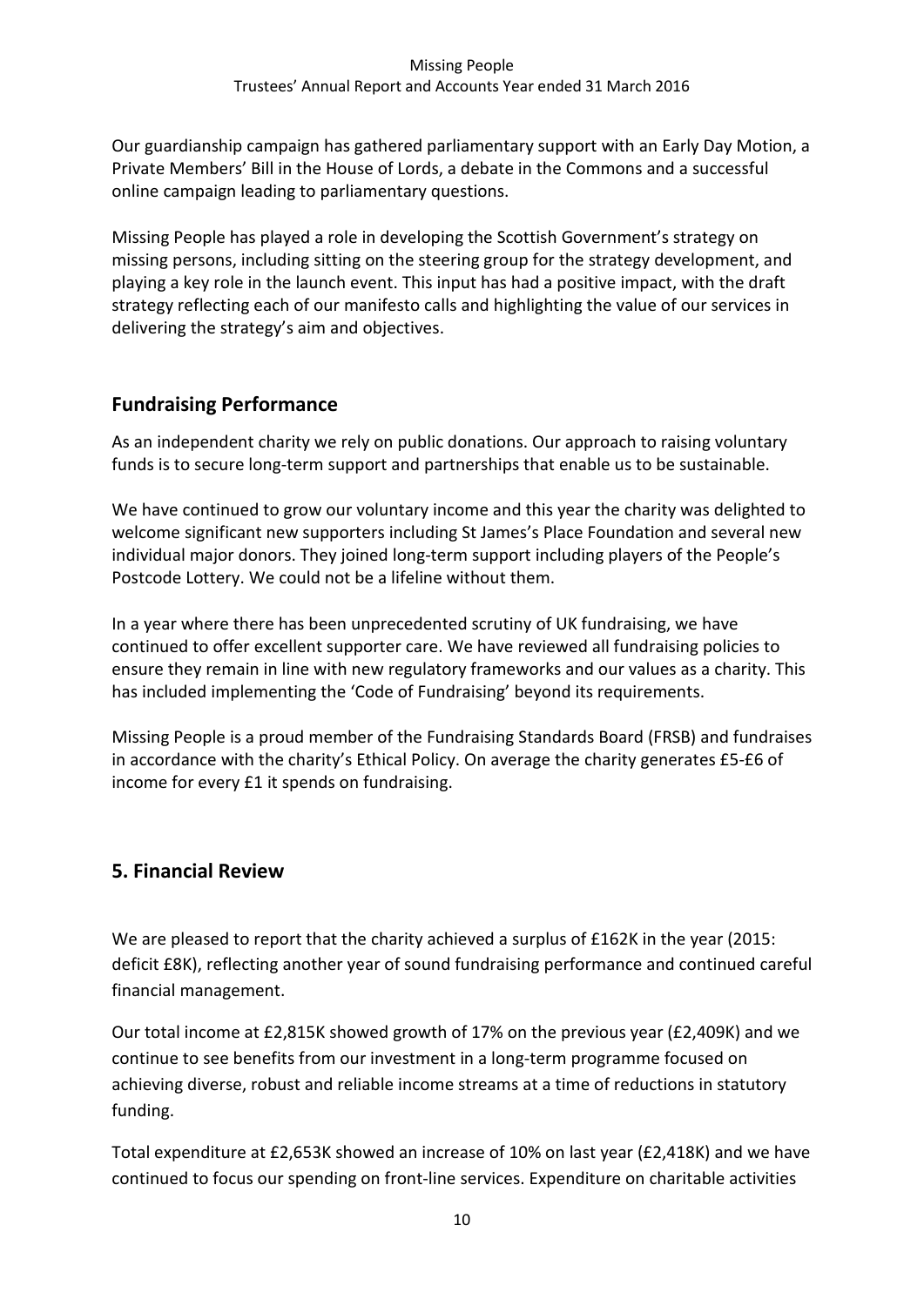Our guardianship campaign has gathered parliamentary support with an Early Day Motion, a Private Members' Bill in the House of Lords, a debate in the Commons and a successful online campaign leading to parliamentary questions.

Missing People has played a role in developing the Scottish Government's strategy on missing persons, including sitting on the steering group for the strategy development, and playing a key role in the launch event. This input has had a positive impact, with the draft strategy reflecting each of our manifesto calls and highlighting the value of our services in delivering the strategy's aim and objectives.

## Fundraising Performance

As an independent charity we rely on public donations. Our approach to raising voluntary funds is to secure long-term support and partnerships that enable us to be sustainable.

We have continued to grow our voluntary income and this year the charity was delighted to welcome significant new supporters including St James's Place Foundation and several new individual major donors. They joined long-term support including players of the People's Postcode Lottery. We could not be a lifeline without them.

In a year where there has been unprecedented scrutiny of UK fundraising, we have continued to offer excellent supporter care. We have reviewed all fundraising policies to ensure they remain in line with new regulatory frameworks and our values as a charity. This has included implementing the 'Code of Fundraising' beyond its requirements.

Missing People is a proud member of the Fundraising Standards Board (FRSB) and fundraises in accordance with the charity's Ethical Policy. On average the charity generates £5-£6 of income for every £1 it spends on fundraising.

## 5. Financial Review

We are pleased to report that the charity achieved a surplus of £162K in the year (2015: deficit £8K), reflecting another year of sound fundraising performance and continued careful financial management.

Our total income at £2,815K showed growth of 17% on the previous year (£2,409K) and we continue to see benefits from our investment in a long-term programme focused on achieving diverse, robust and reliable income streams at a time of reductions in statutory funding.

Total expenditure at £2,653K showed an increase of 10% on last year (£2,418K) and we have continued to focus our spending on front-line services. Expenditure on charitable activities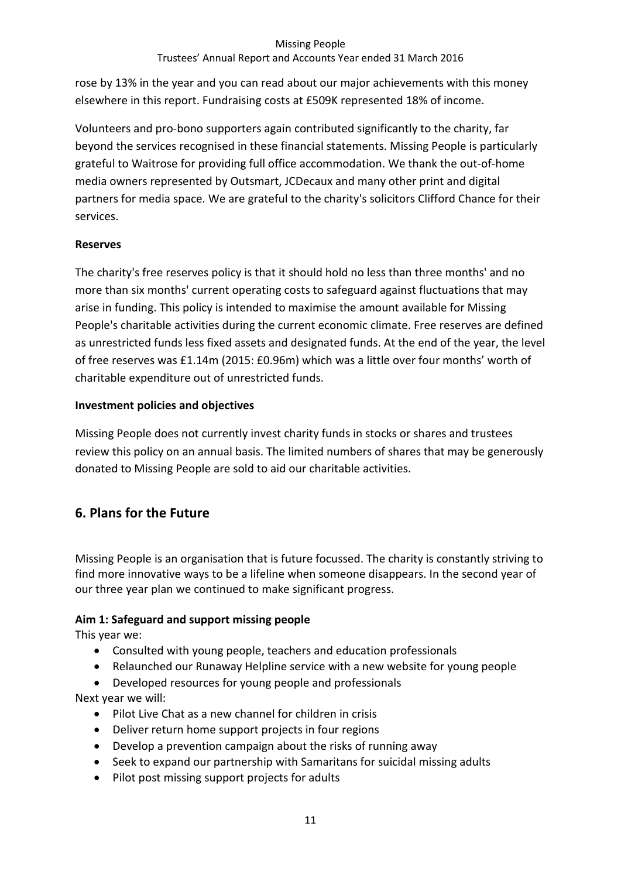rose by 13% in the year and you can read about our major achievements with this money elsewhere in this report. Fundraising costs at £509K represented 18% of income.

Volunteers and pro-bono supporters again contributed significantly to the charity, far beyond the services recognised in these financial statements. Missing People is particularly grateful to Waitrose for providing full office accommodation. We thank the out-of-home media owners represented by Outsmart, JCDecaux and many other print and digital partners for media space. We are grateful to the charity's solicitors Clifford Chance for their services.

**Reserves**

The charity's free reserves policy is that it should hold no less than three months' and no more than six months' current operating costs to safeguard against fluctuations that may arise in funding. This policy is intended to maximise the amount available for Missing People's charitable activities during the current economic climate. Free reserves are defined as unrestricted funds less fixed assets and designated funds. At the end of the year, the level of free reserves was £1.14m (2015: £0.96m) which was a little over four months' worth of charitable expenditure out of unrestricted funds.

**Investment policies and objectives**

Missing People does not currently invest charity funds in stocks or shares and trustees review this policy on an annual basis. The limited numbers of shares that may be generously donated to Missing People are sold to aid our charitable activities.

## 6. Plans for the Future

Missing People is an organisation that is future focussed. The charity is constantly striving to find more innovative ways to be a lifeline when someone disappears. In the second year of our three year plan we continued to make significant progress.

**Aim 1: Safeguard and support missing people**

This year we:

- Consulted with young people, teachers and education professionals
- Relaunched our Runaway Helpline service with a new website for young people
- Developed resources for young people and professionals

Next year we will:

- Pilot Live Chat as a new channel for children in crisis
- Deliver return home support projects in four regions
- Develop a prevention campaign about the risks of running away
- Seek to expand our partnership with Samaritans for suicidal missing adults
- Pilot post missing support projects for adults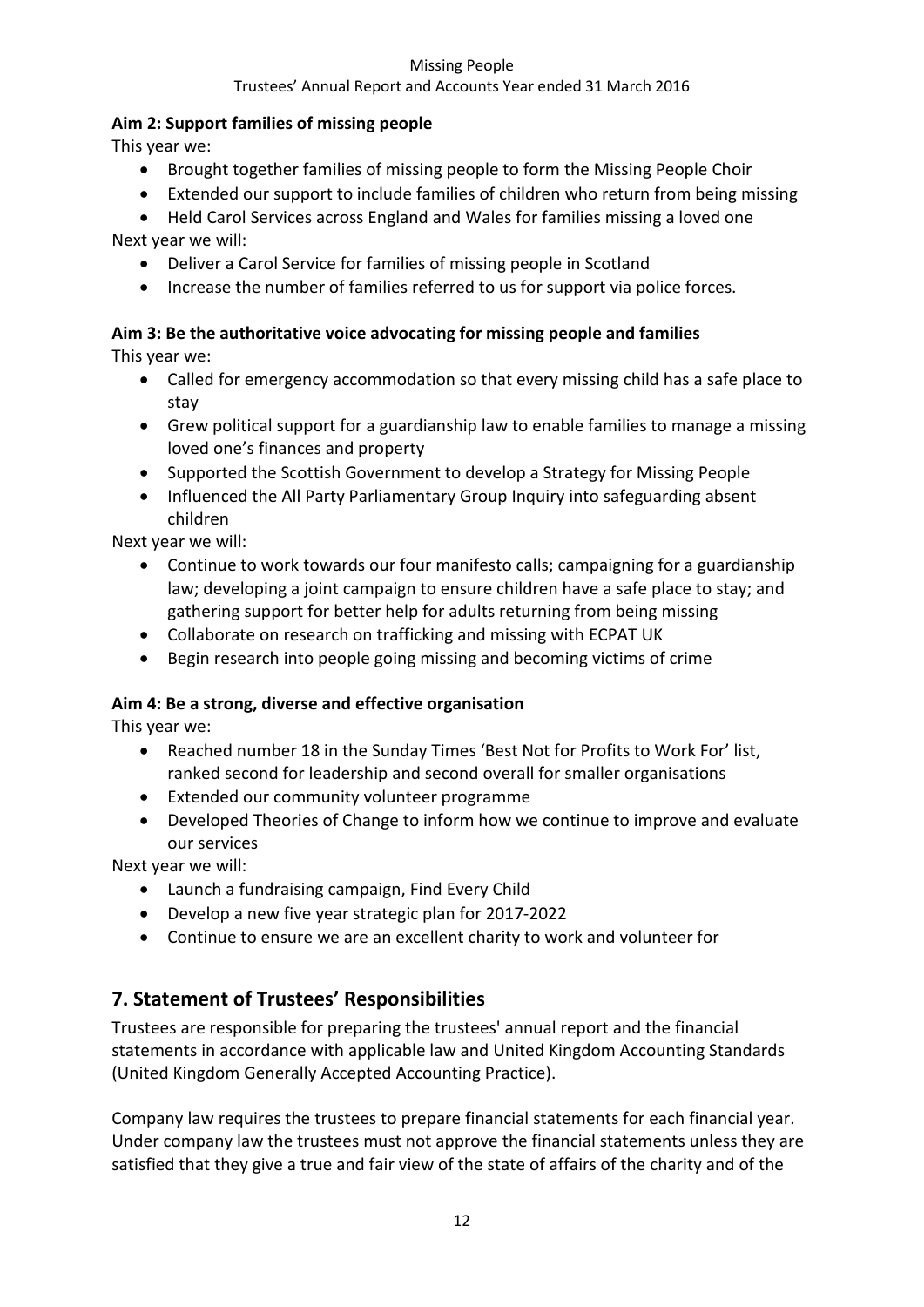**Aim 2: Support families of missing people**

This year we:

- Brought together families of missing people to form the Missing People Choir
- Extended our support to include families of children who return from being missing
- Held Carol Services across England and Wales for families missing a loved one

Next year we will:

- Deliver a Carol Service for families of missing people in Scotland
- Increase the number of families referred to us for support via police forces.

**Aim 3: Be the authoritative voice advocating for missing people and families**

This year we:

- Called for emergency accommodation so that every missing child has a safe place to stay
- Grew political support for a guardianship law to enable families to manage a missing loved one's finances and property
- Supported the Scottish Government to develop a Strategy for Missing People
- Influenced the All Party Parliamentary Group Inquiry into safeguarding absent children

Next year we will:

- Continue to work towards our four manifesto calls; campaigning for a guardianship law; developing a joint campaign to ensure children have a safe place to stay; and gathering support for better help for adults returning from being missing
- Collaborate on research on trafficking and missing with ECPAT UK
- Begin research into people going missing and becoming victims of crime

**Aim 4: Be a strong, diverse and effective organisation**

This year we:

- Reached number 18 in the Sunday Times 'Best Not for Profits to Work For' list, ranked second for leadership and second overall for smaller organisations
- Extended our community volunteer programme
- Developed Theories of Change to inform how we continue to improve and evaluate our services

Next year we will:

- Launch a fundraising campaign, Find Every Child
- Develop a new five year strategic plan for 2017-2022
- Continue to ensure we are an excellent charity to work and volunteer for

## 7. Statement of Trustees' Responsibilities

Trustees are responsible for preparing the trustees' annual report and the financial statements in accordance with applicable law and United Kingdom Accounting Standards (United Kingdom Generally Accepted Accounting Practice).

Company law requires the trustees to prepare financial statements for each financial year. Under company law the trustees must not approve the financial statements unless they are satisfied that they give a true and fair view of the state of affairs of the charity and of the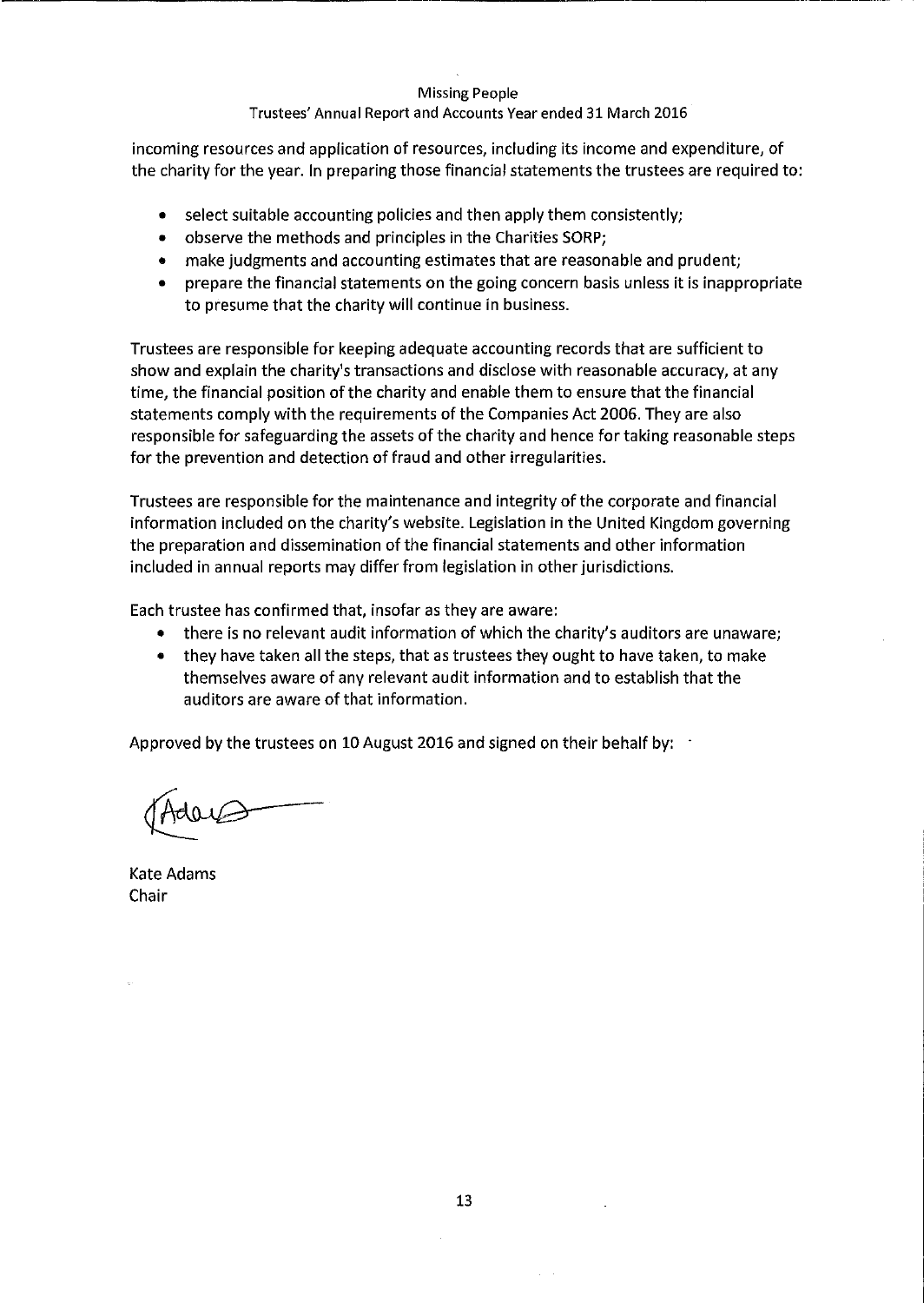incoming resources and application of resources, including its income and expenditure, of the charity for the year. In preparing those financial statements the trustees are required to:

- select suitable accounting policies and then apply them consistently;
- observe the methods and principles in the Charities SORP;
- make judgments and accounting estimates that are reasonable and prudent;
- prepare the financial statements on the going concern basis unless it is inappropriate to presume that the charity will continue in business.

Trustees are responsible for keeping adequate accounting records that are sufficient to show and explain the charity's transactions and disclose with reasonable accuracy, at any time, the financial position of the charity and enable them to ensure that the financial statements comply with the requirements of the Companies Act 2006. They are also responsible for safeguarding the assets of the charity and hence for taking reasonable steps for the prevention and detection of fraud and other irregularities.

Trustees are responsible for the maintenance and integrity of the corporate and financial information included on the charity's website. Legislation in the United Kingdom governing the preparation and dissemination of the financial statements and other information included in annual reports may differ from legislation in other jurisdictions.

Each trustee has confirmed that, insofar as they are aware:

- there is no relevant audit information of which the charity's auditors are unaware;
- they have taken all the steps, that as trustees they ought to have taken, to make themselves aware of any relevant audit information and to establish that the auditors are aware of that information.

Approved by the trustees on 10 August 2016 and signed on their behalf by:

Kate Adams
Chair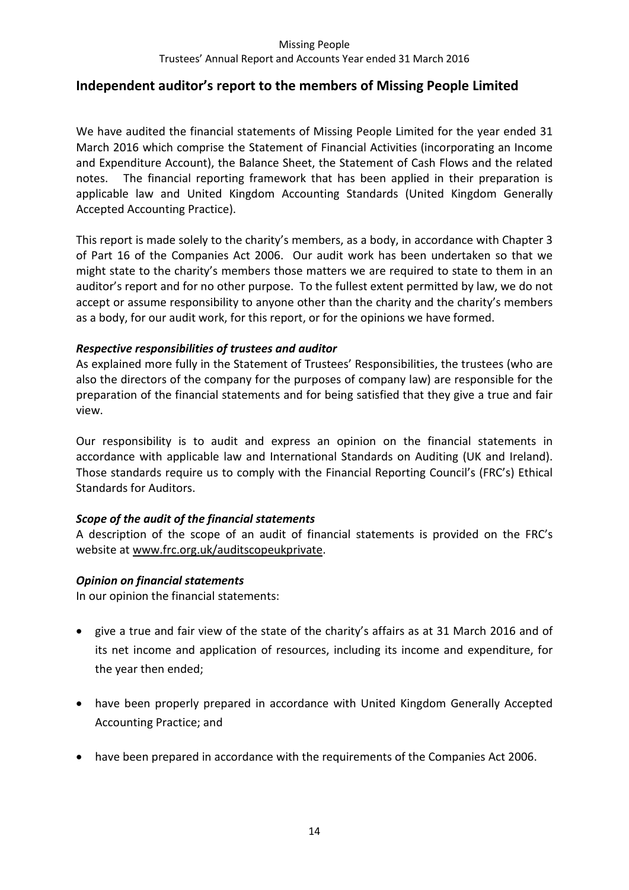## Independent auditor's report to the members of Missing People Limited

We have audited the financial statements of Missing People Limited for the year ended 31 March 2016 which comprise the Statement of Financial Activities (incorporating an Income and Expenditure Account), the Balance Sheet, the Statement of Cash Flows and the related notes. The financial reporting framework that has been applied in their preparation is applicable law and United Kingdom Accounting Standards (United Kingdom Generally Accepted Accounting Practice).

This report is made solely to the charity's members, as a body, in accordance with Chapter 3 of Part 16 of the Companies Act 2006. Our audit work has been undertaken so that we might state to the charity's members those matters we are required to state to them in an auditor's report and for no other purpose. To the fullest extent permitted by law, we do not accept or assume responsibility to anyone other than the charity and the charity's members as a body, for our audit work, for this report, or for the opinions we have formed.

***Respective responsibilities of trustees and auditor***

As explained more fully in the Statement of Trustees' Responsibilities, the trustees (who are also the directors of the company for the purposes of company law) are responsible for the preparation of the financial statements and for being satisfied that they give a true and fair view.

Our responsibility is to audit and express an opinion on the financial statements in accordance with applicable law and International Standards on Auditing (UK and Ireland). Those standards require us to comply with the Financial Reporting Council's (FRC's) Ethical Standards for Auditors.

***Scope of the audit of the financial statements***

A description of the scope of an audit of financial statements is provided on the FRC's website at www.frc.org.uk/auditscopeukprivate.

***Opinion on financial statements***

In our opinion the financial statements:

- give a true and fair view of the state of the charity's affairs as at 31 March 2016 and of its net income and application of resources, including its income and expenditure, for the year then ended;
- have been properly prepared in accordance with United Kingdom Generally Accepted Accounting Practice; and
- have been prepared in accordance with the requirements of the Companies Act 2006.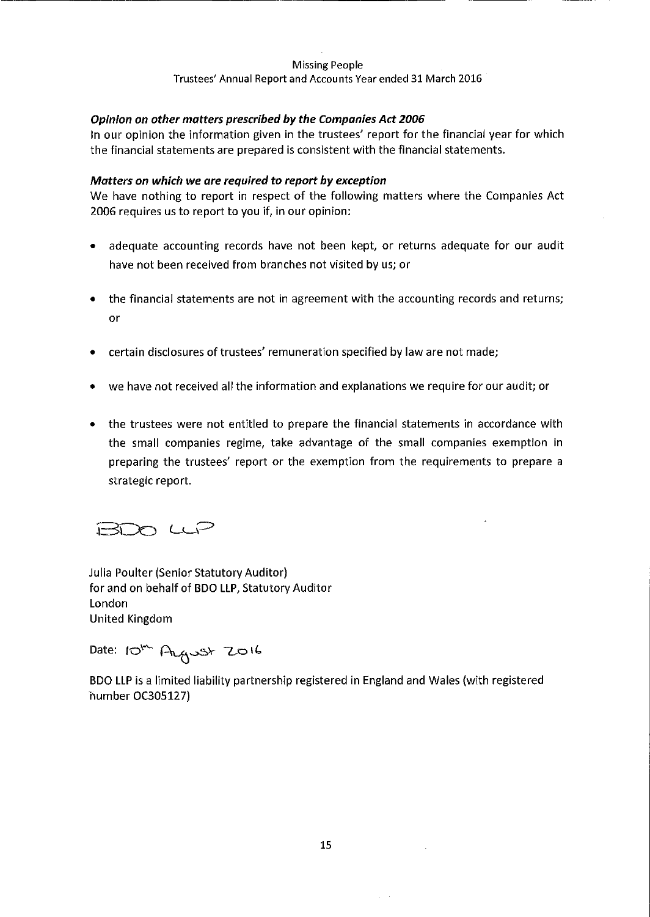### *Opinion on other matters prescribed by the Companies Act 2006*

In our opinion the information given in the trustees' report for the financial year for which the financial statements are prepared is consistent with the financial statements.

### *Matters on which we are required to report by exception*

We have nothing to report in respect of the following matters where the Companies Act 2006 requires us to report to you if, in our opinion:

- adequate accounting records have not been kept, or returns adequate for our audit have not been received from branches not visited by us; or
- the financial statements are not in agreement with the accounting records and returns; or
- certain disclosures of trustees' remuneration specified by law are not made;
- we have not received all the information and explanations we require for our audit; or
- the trustees were not entitled to prepare the financial statements in accordance with the small companies regime, take advantage of the small companies exemption in preparing the trustees' report or the exemption from the requirements to prepare a strategic report.

BDO LLP

Julia Poulter (Senior Statutory Auditor)
for and on behalf of BDO LLP, Statutory Auditor
London
United Kingdom

Date: 10th August 2016

BDO LLP is a limited liability partnership registered in England and Wales (with registered number OC305127)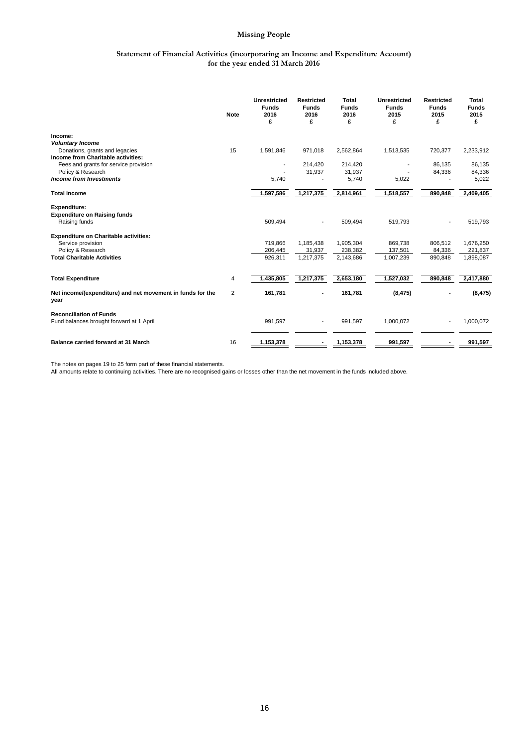# Missing People

## Statement of Financial Activities (incorporating an Income and Expenditure Account) for the year ended 31 March 2016

| | Note | Unrestricted Funds 2016 £ | Restricted Funds 2016 £ | Total Funds 2016 £ | Unrestricted Funds 2015 £ | Restricted Funds 2015 £ | Total Funds 2015 £ |
|---|---|---|---|---|---|---|---|
| **Income:** | | | | | | | |
| ***Voluntary Income*** | | | | | | | |
| Donations, grants and legacies | 15 | 1,591,846 | 971,018 | 2,562,864 | 1,513,535 | 720,377 | 2,233,912 |
| **Income from Charitable activities:** | | | | | | | |
| Fees and grants for service provision | | - | 214,420 | 214,420 | - | 86,135 | 86,135 |
| Policy & Research | | - | 31,937 | 31,937 | - | 84,336 | 84,336 |
| ***Income from Investments*** | | 5,740 | - | 5,740 | 5,022 | - | 5,022 |
| **Total income** | | **1,597,586** | **1,217,375** | **2,814,961** | **1,518,557** | **890,848** | **2,409,405** |
| **Expenditure:** | | | | | | | |
| **Expenditure on Raising funds** | | | | | | | |
| Raising funds | | 509,494 | - | 509,494 | 519,793 | - | 519,793 |
| **Expenditure on Charitable activities:** | | | | | | | |
| Service provision | | 719,866 | 1,185,438 | 1,905,304 | 869,738 | 806,512 | 1,676,250 |
| Policy & Research | | 206,445 | 31,937 | 238,382 | 137,501 | 84,336 | 221,837 |
| **Total Charitable Activities** | | 926,311 | 1,217,375 | 2,143,686 | 1,007,239 | 890,848 | 1,898,087 |
| **Total Expenditure** | 4 | **1,435,805** | **1,217,375** | **2,653,180** | **1,527,032** | **890,848** | **2,417,880** |
| **Net income/(expenditure) and net movement in funds for the year** | 2 | **161,781** | **-** | **161,781** | **(8,475)** | **-** | **(8,475)** |
| **Reconciliation of Funds** | | | | | | | |
| Fund balances brought forward at 1 April | | 991,597 | - | 991,597 | 1,000,072 | - | 1,000,072 |
| **Balance carried forward at 31 March** | 16 | **1,153,378** | **-** | **1,153,378** | **991,597** | **-** | **991,597** |

The notes on pages 19 to 25 form part of these financial statements.
All amounts relate to continuing activities. There are no recognised gains or losses other than the net movement in the funds included above.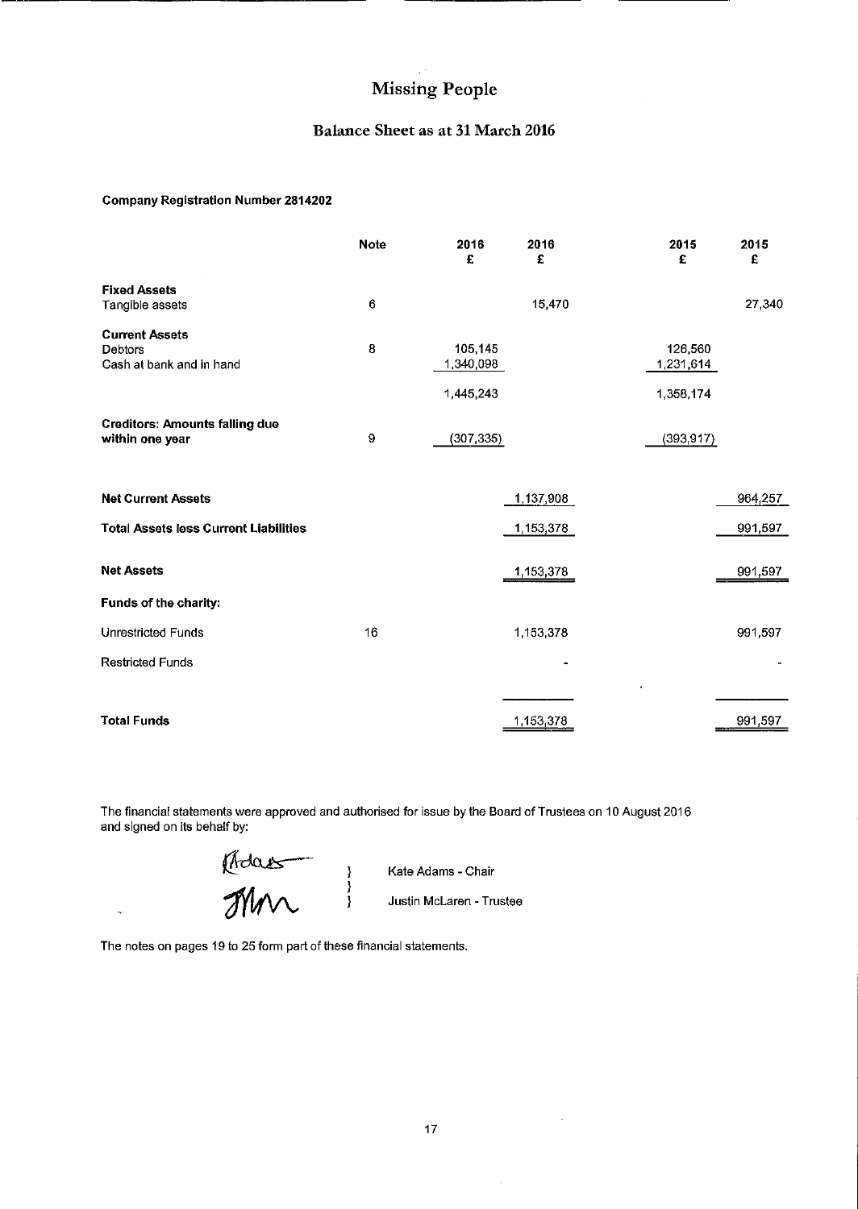# Missing People

## Balance Sheet as at 31 March 2016

**Company Registration Number 2814202**

| | Note | 2016 £ | 2016 £ | 2015 £ | 2015 £ |
|---|---|---|---|---|---|
| **Fixed Assets** | | | | | |
| Tangible assets | 6 | | 15,470 | | 27,340 |
| **Current Assets** | | | | | |
| Debtors | 8 | 105,145 | | 126,560 | |
| Cash at bank and in hand | | 1,340,098 | | 1,231,614 | |
| | | 1,445,243 | | 1,358,174 | |
| **Creditors: Amounts falling due within one year** | 9 | (307,335) | | (393,917) | |
| **Net Current Assets** | | | 1,137,908 | | 964,257 |
| **Total Assets less Current Liabilities** | | | 1,153,378 | | 991,597 |
| **Net Assets** | | | 1,153,378 | | 991,597 |
| **Funds of the charity:** | | | | | |
| Unrestricted Funds | 16 | | 1,153,378 | | 991,597 |
| Restricted Funds | | | - | | - |
| **Total Funds** | | | 1,153,378 | | 991,597 |

The financial statements were approved and authorised for issue by the Board of Trustees on 10 August 2016 and signed on its behalf by:

Kate Adams - Chair

Justin McLaren - Trustee

The notes on pages 19 to 25 form part of these financial statements.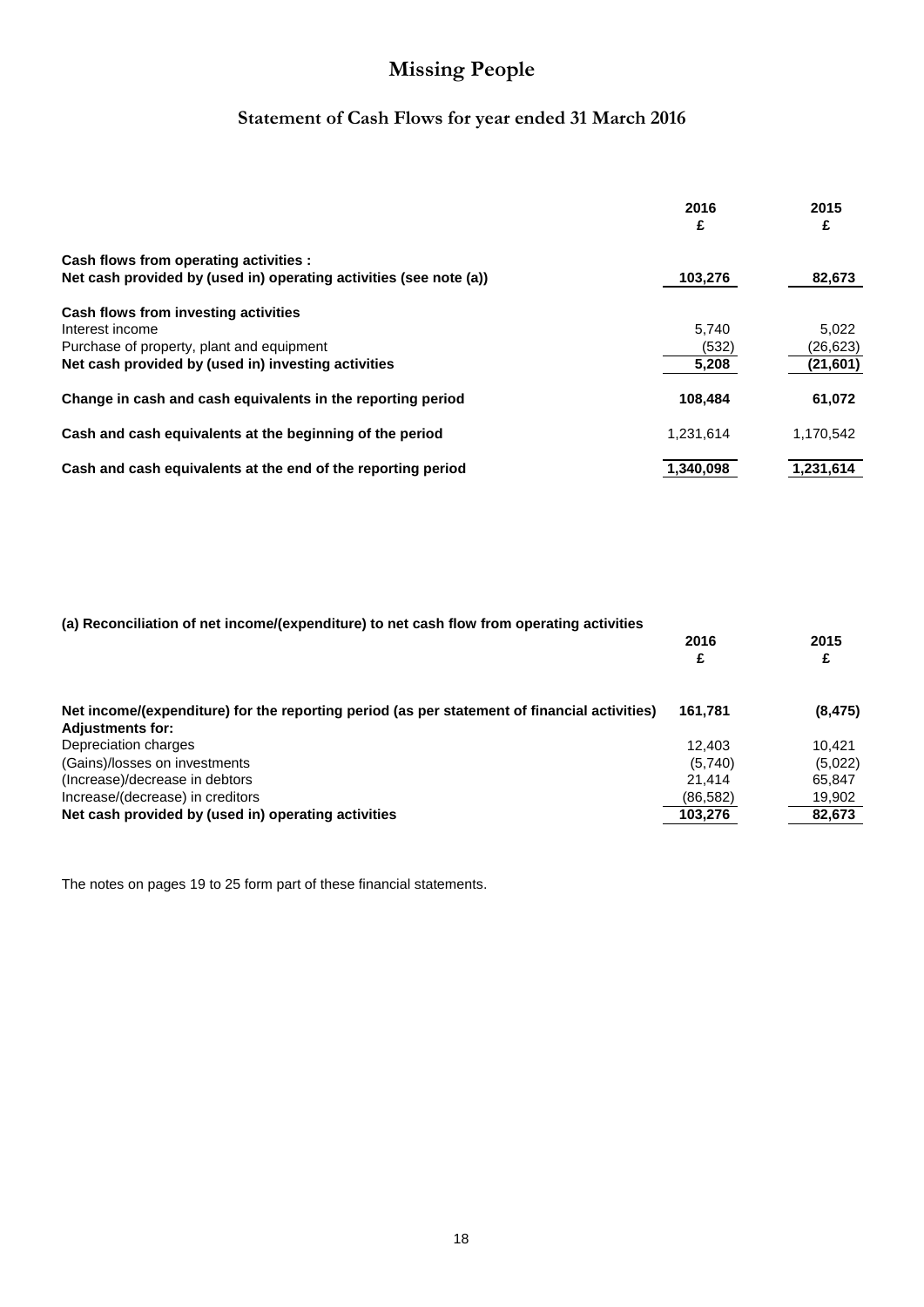# Missing People

## Statement of Cash Flows for year ended 31 March 2016

| | 2016<br>£ | 2015<br>£ |
|---|---|---|
| **Cash flows from operating activities :** | | |
| **Net cash provided by (used in) operating activities (see note (a))** | **103,276** | **82,673** |
| **Cash flows from investing activities** | | |
| Interest income | 5,740 | 5,022 |
| Purchase of property, plant and equipment | (532) | (26,623) |
| **Net cash provided by (used in) investing activities** | **5,208** | **(21,601)** |
| **Change in cash and cash equivalents in the reporting period** | **108,484** | **61,072** |
| **Cash and cash equivalents at the beginning of the period** | 1,231,614 | 1,170,542 |
| **Cash and cash equivalents at the end of the reporting period** | 1,340,098 | 1,231,614 |

**(a) Reconciliation of net income/(expenditure) to net cash flow from operating activities**

| | 2016<br>£ | 2015<br>£ |
|---|---|---|
| **Net income/(expenditure) for the reporting period (as per statement of financial activities)** | **161,781** | **(8,475)** |
| **Adjustments for:** | | |
| Depreciation charges | 12,403 | 10,421 |
| (Gains)/losses on investments | (5,740) | (5,022) |
| (Increase)/decrease in debtors | 21,414 | 65,847 |
| Increase/(decrease) in creditors | (86,582) | 19,902 |
| **Net cash provided by (used in) operating activities** | **103,276** | **82,673** |

The notes on pages 19 to 25 form part of these financial statements.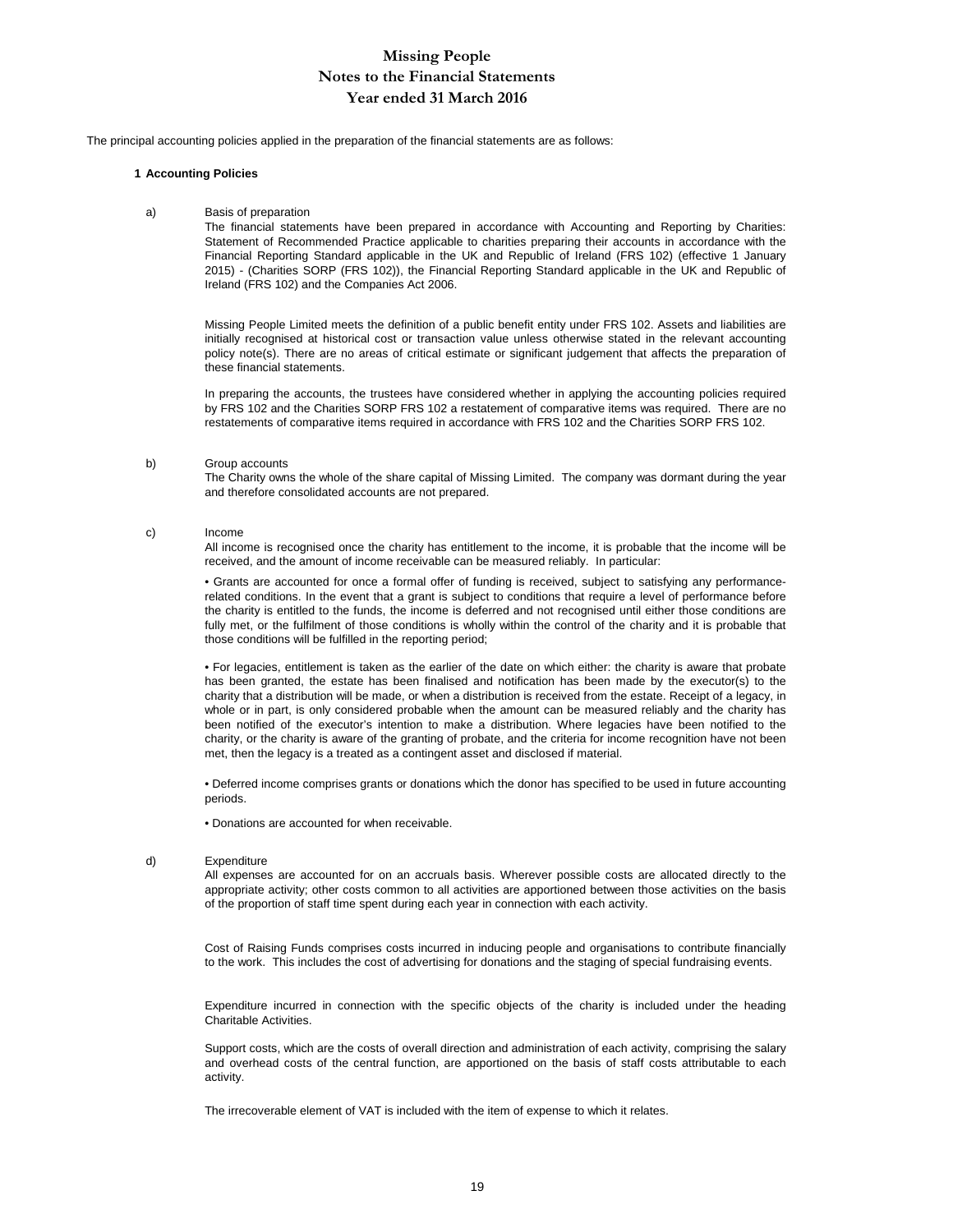# Missing People
## Notes to the Financial Statements
## Year ended 31 March 2016

The principal accounting policies applied in the preparation of the financial statements are as follows:

### 1 Accounting Policies

a) Basis of preparation

The financial statements have been prepared in accordance with Accounting and Reporting by Charities: Statement of Recommended Practice applicable to charities preparing their accounts in accordance with the Financial Reporting Standard applicable in the UK and Republic of Ireland (FRS 102) (effective 1 January 2015) - (Charities SORP (FRS 102)), the Financial Reporting Standard applicable in the UK and Republic of Ireland (FRS 102) and the Companies Act 2006.

Missing People Limited meets the definition of a public benefit entity under FRS 102. Assets and liabilities are initially recognised at historical cost or transaction value unless otherwise stated in the relevant accounting policy note(s). There are no areas of critical estimate or significant judgement that affects the preparation of these financial statements.

In preparing the accounts, the trustees have considered whether in applying the accounting policies required by FRS 102 and the Charities SORP FRS 102 a restatement of comparative items was required. There are no restatements of comparative items required in accordance with FRS 102 and the Charities SORP FRS 102.

b) Group accounts

The Charity owns the whole of the share capital of Missing Limited. The company was dormant during the year and therefore consolidated accounts are not prepared.

c) Income

All income is recognised once the charity has entitlement to the income, it is probable that the income will be received, and the amount of income receivable can be measured reliably. In particular:

• Grants are accounted for once a formal offer of funding is received, subject to satisfying any performance-related conditions. In the event that a grant is subject to conditions that require a level of performance before the charity is entitled to the funds, the income is deferred and not recognised until either those conditions are fully met, or the fulfilment of those conditions is wholly within the control of the charity and it is probable that those conditions will be fulfilled in the reporting period;

• For legacies, entitlement is taken as the earlier of the date on which either: the charity is aware that probate has been granted, the estate has been finalised and notification has been made by the executor(s) to the charity that a distribution will be made, or when a distribution is received from the estate. Receipt of a legacy, in whole or in part, is only considered probable when the amount can be measured reliably and the charity has been notified of the executor's intention to make a distribution. Where legacies have been notified to the charity, or the charity is aware of the granting of probate, and the criteria for income recognition have not been met, then the legacy is a treated as a contingent asset and disclosed if material.

• Deferred income comprises grants or donations which the donor has specified to be used in future accounting periods.

• Donations are accounted for when receivable.

d) Expenditure

All expenses are accounted for on an accruals basis. Wherever possible costs are allocated directly to the appropriate activity; other costs common to all activities are apportioned between those activities on the basis of the proportion of staff time spent during each year in connection with each activity.

Cost of Raising Funds comprises costs incurred in inducing people and organisations to contribute financially to the work. This includes the cost of advertising for donations and the staging of special fundraising events.

Expenditure incurred in connection with the specific objects of the charity is included under the heading Charitable Activities.

Support costs, which are the costs of overall direction and administration of each activity, comprising the salary and overhead costs of the central function, are apportioned on the basis of staff costs attributable to each activity.

The irrecoverable element of VAT is included with the item of expense to which it relates.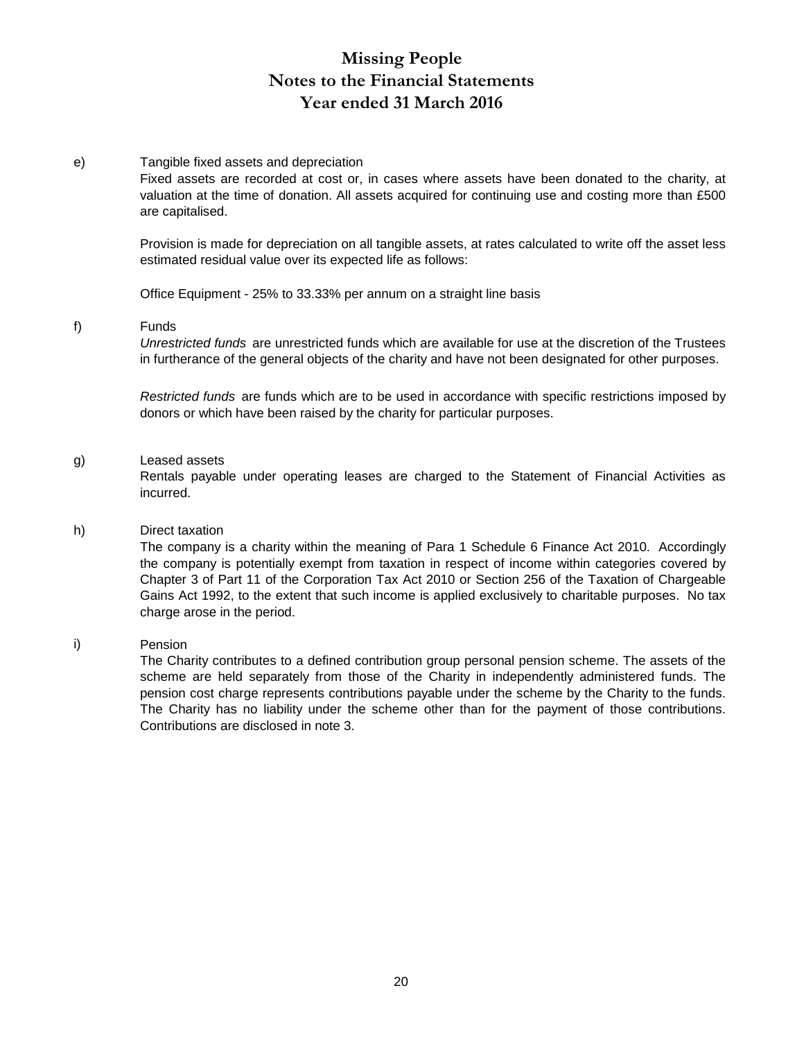# Missing People
## Notes to the Financial Statements
## Year ended 31 March 2016

e) Tangible fixed assets and depreciation

Fixed assets are recorded at cost or, in cases where assets have been donated to the charity, at valuation at the time of donation. All assets acquired for continuing use and costing more than £500 are capitalised.

Provision is made for depreciation on all tangible assets, at rates calculated to write off the asset less estimated residual value over its expected life as follows:

Office Equipment - 25% to 33.33% per annum on a straight line basis

f) Funds

*Unrestricted funds* are unrestricted funds which are available for use at the discretion of the Trustees in furtherance of the general objects of the charity and have not been designated for other purposes.

*Restricted funds* are funds which are to be used in accordance with specific restrictions imposed by donors or which have been raised by the charity for particular purposes.

g) Leased assets

Rentals payable under operating leases are charged to the Statement of Financial Activities as incurred.

h) Direct taxation

The company is a charity within the meaning of Para 1 Schedule 6 Finance Act 2010. Accordingly the company is potentially exempt from taxation in respect of income within categories covered by Chapter 3 of Part 11 of the Corporation Tax Act 2010 or Section 256 of the Taxation of Chargeable Gains Act 1992, to the extent that such income is applied exclusively to charitable purposes. No tax charge arose in the period.

i) Pension

The Charity contributes to a defined contribution group personal pension scheme. The assets of the scheme are held separately from those of the Charity in independently administered funds. The pension cost charge represents contributions payable under the scheme by the Charity to the funds. The Charity has no liability under the scheme other than for the payment of those contributions. Contributions are disclosed in note 3.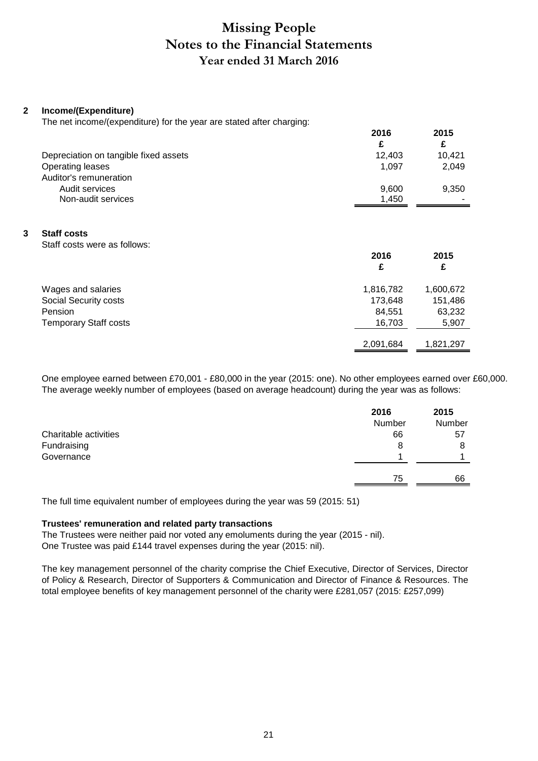# Missing People
## Notes to the Financial Statements
### Year ended 31 March 2016

**2 Income/(Expenditure)**

The net income/(expenditure) for the year are stated after charging:

| | 2016 | 2015 |
|---|---|---|
| | £ | £ |
| Depreciation on tangible fixed assets | 12,403 | 10,421 |
| Operating leases | 1,097 | 2,049 |
| Auditor's remuneration | | |
| Audit services | 9,600 | 9,350 |
| Non-audit services | 1,450 | - |

**3 Staff costs**

Staff costs were as follows:

| | 2016 | 2015 |
|---|---|---|
| | £ | £ |
| Wages and salaries | 1,816,782 | 1,600,672 |
| Social Security costs | 173,648 | 151,486 |
| Pension | 84,551 | 63,232 |
| Temporary Staff costs | 16,703 | 5,907 |
| | 2,091,684 | 1,821,297 |

One employee earned between £70,001 - £80,000 in the year (2015: one). No other employees earned over £60,000. The average weekly number of employees (based on average headcount) during the year was as follows:

| | 2016 | 2015 |
|---|---|---|
| | Number | Number |
| Charitable activities | 66 | 57 |
| Fundraising | 8 | 8 |
| Governance | 1 | 1 |
| | 75 | 66 |

The full time equivalent number of employees during the year was 59 (2015: 51)

**Trustees' remuneration and related party transactions**

The Trustees were neither paid nor voted any emoluments during the year (2015 - nil).
One Trustee was paid £144 travel expenses during the year (2015: nil).

The key management personnel of the charity comprise the Chief Executive, Director of Services, Director of Policy & Research, Director of Supporters & Communication and Director of Finance & Resources. The total employee benefits of key management personnel of the charity were £281,057 (2015: £257,099)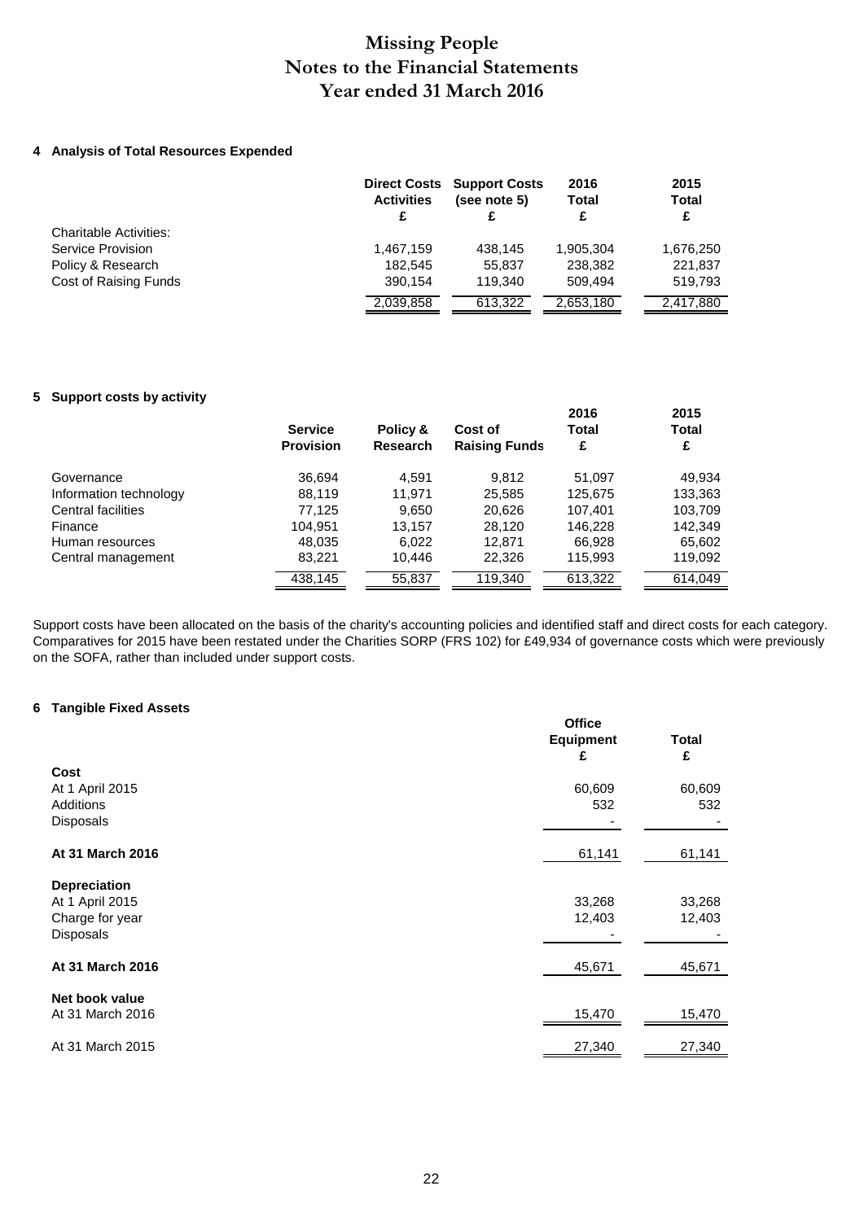# Missing People
# Notes to the Financial Statements
# Year ended 31 March 2016

### 4 Analysis of Total Resources Expended

| | Direct Costs Activities £ | Support Costs (see note 5) £ | 2016 Total £ | 2015 Total £ |
|---|---|---|---|---|
| Charitable Activities: | | | | |
| Service Provision | 1,467,159 | 438,145 | 1,905,304 | 1,676,250 |
| Policy & Research | 182,545 | 55,837 | 238,382 | 221,837 |
| Cost of Raising Funds | 390,154 | 119,340 | 509,494 | 519,793 |
| | 2,039,858 | 613,322 | 2,653,180 | 2,417,880 |

### 5 Support costs by activity

| | Service Provision | Policy & Research | Cost of Raising Funds | 2016 Total £ | 2015 Total £ |
|---|---|---|---|---|---|
| Governance | 36,694 | 4,591 | 9,812 | 51,097 | 49,934 |
| Information technology | 88,119 | 11,971 | 25,585 | 125,675 | 133,363 |
| Central facilities | 77,125 | 9,650 | 20,626 | 107,401 | 103,709 |
| Finance | 104,951 | 13,157 | 28,120 | 146,228 | 142,349 |
| Human resources | 48,035 | 6,022 | 12,871 | 66,928 | 65,602 |
| Central management | 83,221 | 10,446 | 22,326 | 115,993 | 119,092 |
| | 438,145 | 55,837 | 119,340 | 613,322 | 614,049 |

Support costs have been allocated on the basis of the charity's accounting policies and identified staff and direct costs for each category. Comparatives for 2015 have been restated under the Charities SORP (FRS 102) for £49,934 of governance costs which were previously on the SOFA, rather than included under support costs.

### 6 Tangible Fixed Assets

| | Office Equipment £ | Total £ |
|---|---|---|
| **Cost** | | |
| At 1 April 2015 | 60,609 | 60,609 |
| Additions | 532 | 532 |
| Disposals | - | - |
| **At 31 March 2016** | 61,141 | 61,141 |
| **Depreciation** | | |
| At 1 April 2015 | 33,268 | 33,268 |
| Charge for year | 12,403 | 12,403 |
| Disposals | - | - |
| **At 31 March 2016** | 45,671 | 45,671 |
| **Net book value** | | |
| At 31 March 2016 | 15,470 | 15,470 |
| At 31 March 2015 | 27,340 | 27,340 |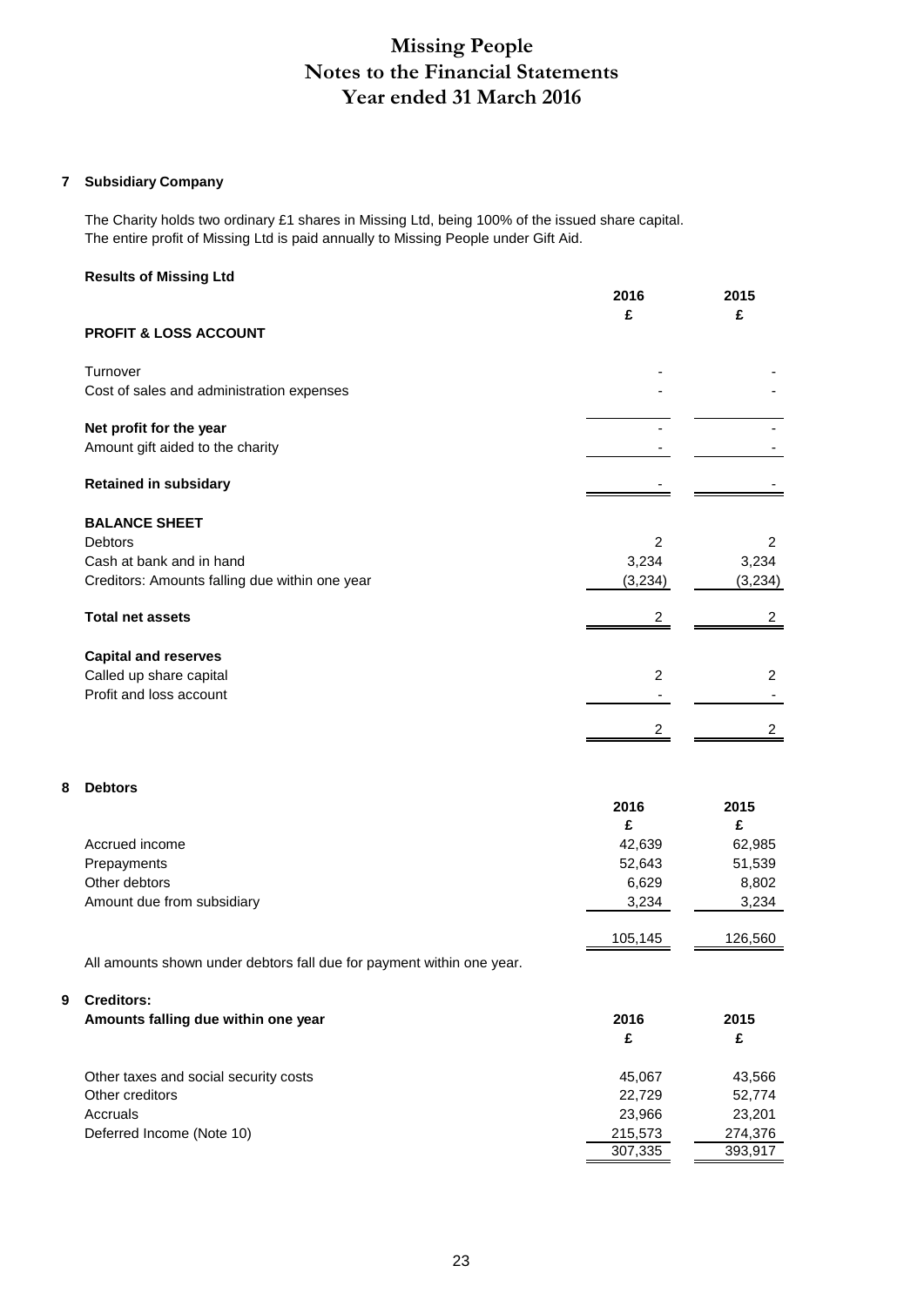# Missing People
## Notes to the Financial Statements
## Year ended 31 March 2016

### 7 Subsidiary Company

The Charity holds two ordinary £1 shares in Missing Ltd, being 100% of the issued share capital.
The entire profit of Missing Ltd is paid annually to Missing People under Gift Aid.

**Results of Missing Ltd**

| | 2016 £ | 2015 £ |
|---|---|---|
| **PROFIT & LOSS ACCOUNT** | | |
| Turnover | - | - |
| Cost of sales and administration expenses | - | - |
| **Net profit for the year** | - | - |
| Amount gift aided to the charity | - | - |
| **Retained in subsidary** | - | - |
| **BALANCE SHEET** | | |
| Debtors | 2 | 2 |
| Cash at bank and in hand | 3,234 | 3,234 |
| Creditors: Amounts falling due within one year | (3,234) | (3,234) |
| **Total net assets** | 2 | 2 |
| **Capital and reserves** | | |
| Called up share capital | 2 | 2 |
| Profit and loss account | - | - |
| | 2 | 2 |

### 8 Debtors

| | 2016 £ | 2015 £ |
|---|---|---|
| Accrued income | 42,639 | 62,985 |
| Prepayments | 52,643 | 51,539 |
| Other debtors | 6,629 | 8,802 |
| Amount due from subsidiary | 3,234 | 3,234 |
| | 105,145 | 126,560 |

All amounts shown under debtors fall due for payment within one year.

### 9 Creditors:
**Amounts falling due within one year**

| | 2016 £ | 2015 £ |
|---|---|---|
| Other taxes and social security costs | 45,067 | 43,566 |
| Other creditors | 22,729 | 52,774 |
| Accruals | 23,966 | 23,201 |
| Deferred Income (Note 10) | 215,573 | 274,376 |
| | 307,335 | 393,917 |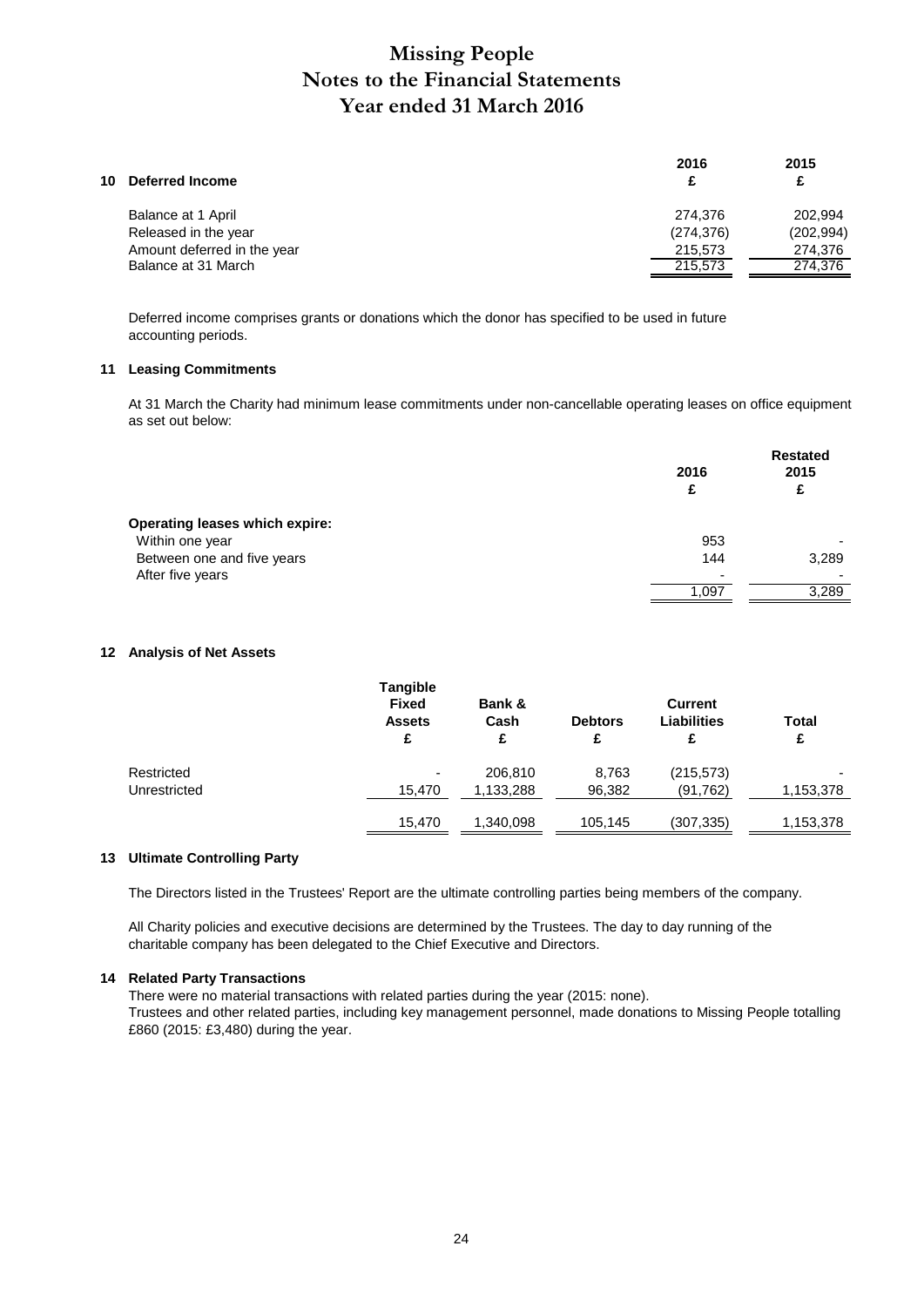# Missing People
# Notes to the Financial Statements
# Year ended 31 March 2016

## 10 Deferred Income

| | 2016 £ | 2015 £ |
|---|---|---|
| Balance at 1 April | 274,376 | 202,994 |
| Released in the year | (274,376) | (202,994) |
| Amount deferred in the year | 215,573 | 274,376 |
| Balance at 31 March | 215,573 | 274,376 |

Deferred income comprises grants or donations which the donor has specified to be used in future accounting periods.

## 11 Leasing Commitments

At 31 March the Charity had minimum lease commitments under non-cancellable operating leases on office equipment as set out below:

| | 2016 £ | Restated 2015 £ |
|---|---|---|
| **Operating leases which expire:** | | |
| Within one year | 953 | - |
| Between one and five years | 144 | 3,289 |
| After five years | - | - |
| | 1,097 | 3,289 |

## 12 Analysis of Net Assets

| | Tangible Fixed Assets £ | Bank & Cash £ | Debtors £ | Current Liabilities £ | Total £ |
|---|---|---|---|---|---|
| Restricted | - | 206,810 | 8,763 | (215,573) | - |
| Unrestricted | 15,470 | 1,133,288 | 96,382 | (91,762) | 1,153,378 |
| | 15,470 | 1,340,098 | 105,145 | (307,335) | 1,153,378 |

## 13 Ultimate Controlling Party

The Directors listed in the Trustees' Report are the ultimate controlling parties being members of the company.

All Charity policies and executive decisions are determined by the Trustees. The day to day running of the charitable company has been delegated to the Chief Executive and Directors.

## 14 Related Party Transactions

There were no material transactions with related parties during the year (2015: none).
Trustees and other related parties, including key management personnel, made donations to Missing People totalling £860 (2015: £3,480) during the year.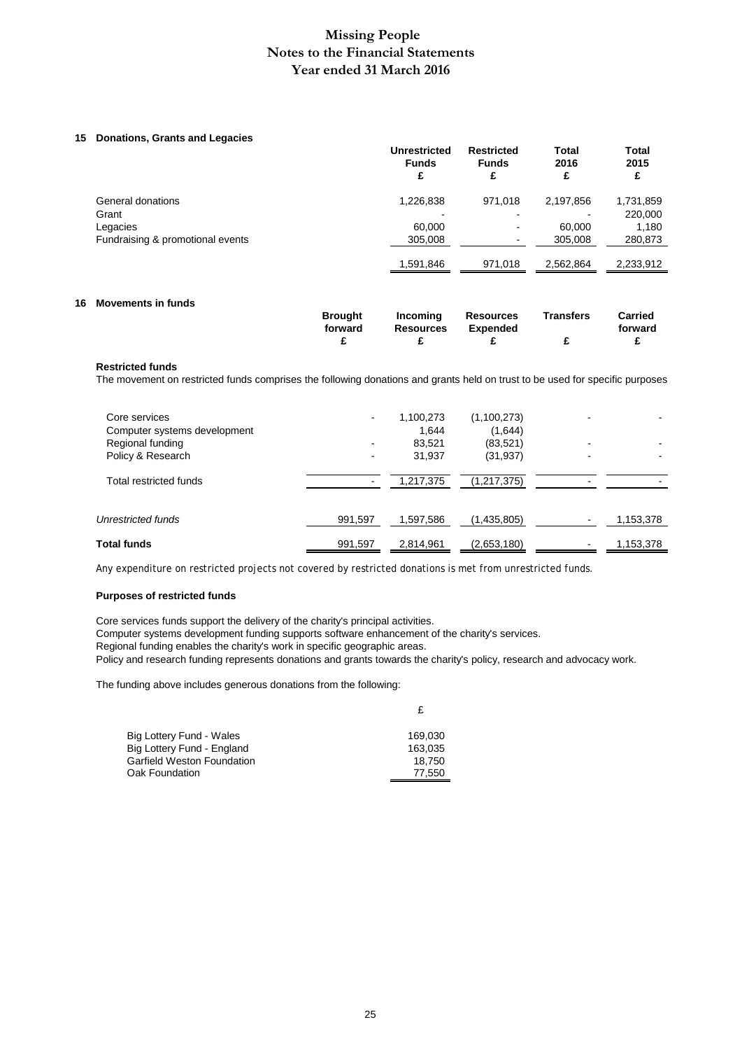# Missing People
# Notes to the Financial Statements
# Year ended 31 March 2016

## 15 Donations, Grants and Legacies

| | Unrestricted Funds £ | Restricted Funds £ | Total 2016 £ | Total 2015 £ |
|---|---|---|---|---|
| General donations | 1,226,838 | 971,018 | 2,197,856 | 1,731,859 |
| Grant | - | - | - | 220,000 |
| Legacies | 60,000 | - | 60,000 | 1,180 |
| Fundraising & promotional events | 305,008 | - | 305,008 | 280,873 |
| | 1,591,846 | 971,018 | 2,562,864 | 2,233,912 |

## 16 Movements in funds

| | Brought forward £ | Incoming Resources £ | Resources Expended £ | Transfers £ | Carried forward £ |
|---|---|---|---|---|---|
| **Restricted funds** | | | | | |
| Core services | - | 1,100,273 | (1,100,273) | - | - |
| Computer systems development | | 1,644 | (1,644) | | |
| Regional funding | - | 83,521 | (83,521) | - | - |
| Policy & Research | - | 31,937 | (31,937) | - | - |
| Total restricted funds | - | 1,217,375 | (1,217,375) | - | - |
| *Unrestricted funds* | 991,597 | 1,597,586 | (1,435,805) | - | 1,153,378 |
| **Total funds** | 991,597 | 2,814,961 | (2,653,180) | - | 1,153,378 |

The movement on restricted funds comprises the following donations and grants held on trust to be used for specific purposes

Any expenditure on restricted projects not covered by restricted donations is met from unrestricted funds.

**Purposes of restricted funds**

Core services funds support the delivery of the charity's principal activities.
Computer systems development funding supports software enhancement of the charity's services.
Regional funding enables the charity's work in specific geographic areas.
Policy and research funding represents donations and grants towards the charity's policy, research and advocacy work.

The funding above includes generous donations from the following:

| | £ |
|---|---|
| Big Lottery Fund - Wales | 169,030 |
| Big Lottery Fund - England | 163,035 |
| Garfield Weston Foundation | 18,750 |
| Oak Foundation | 77,550 |